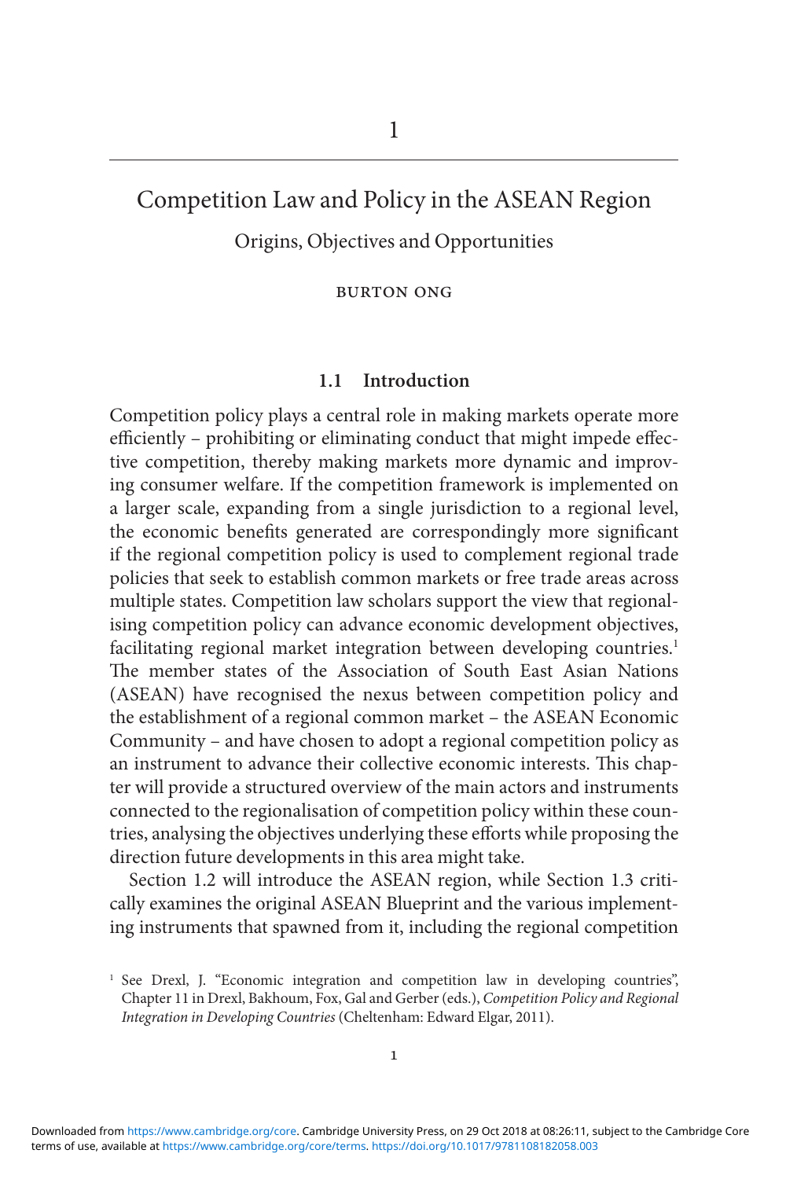# 1

# Competition Law and Policy in the ASEAN Region

## Origins, Objectives and Opportunities

BURTON ONG

### 1.1 Introduction

Competition policy plays a central role in making markets operate more efficiently – prohibiting or eliminating conduct that might impede effective competition, thereby making markets more dynamic and improving consumer welfare. If the competition framework is implemented on a larger scale, expanding from a single jurisdiction to a regional level, the economic benefits generated are correspondingly more significant if the regional competition policy is used to complement regional trade policies that seek to establish common markets or free trade areas across multiple states. Competition law scholars support the view that regionalising competition policy can advance economic development objectives, facilitating regional market integration between developing countries.[1] The member states of the Association of South East Asian Nations (ASEAN) have recognised the nexus between competition policy and the establishment of a regional common market – the ASEAN Economic Community – and have chosen to adopt a regional competition policy as an instrument to advance their collective economic interests. This chapter will provide a structured overview of the main actors and instruments connected to the regionalisation of competition policy within these countries, analysing the objectives underlying these efforts while proposing the direction future developments in this area might take.

Section 1.2 will introduce the ASEAN region, while Section 1.3 critically examines the original ASEAN Blueprint and the various implementing instruments that spawned from it, including the regional competition

[1] See Drexl, J. "Economic integration and competition law in developing countries", Chapter 11 in Drexl, Bakhoum, Fox, Gal and Gerber (eds.), *Competition Policy and Regional Integration in Developing Countries* (Cheltenham: Edward Elgar, 2011).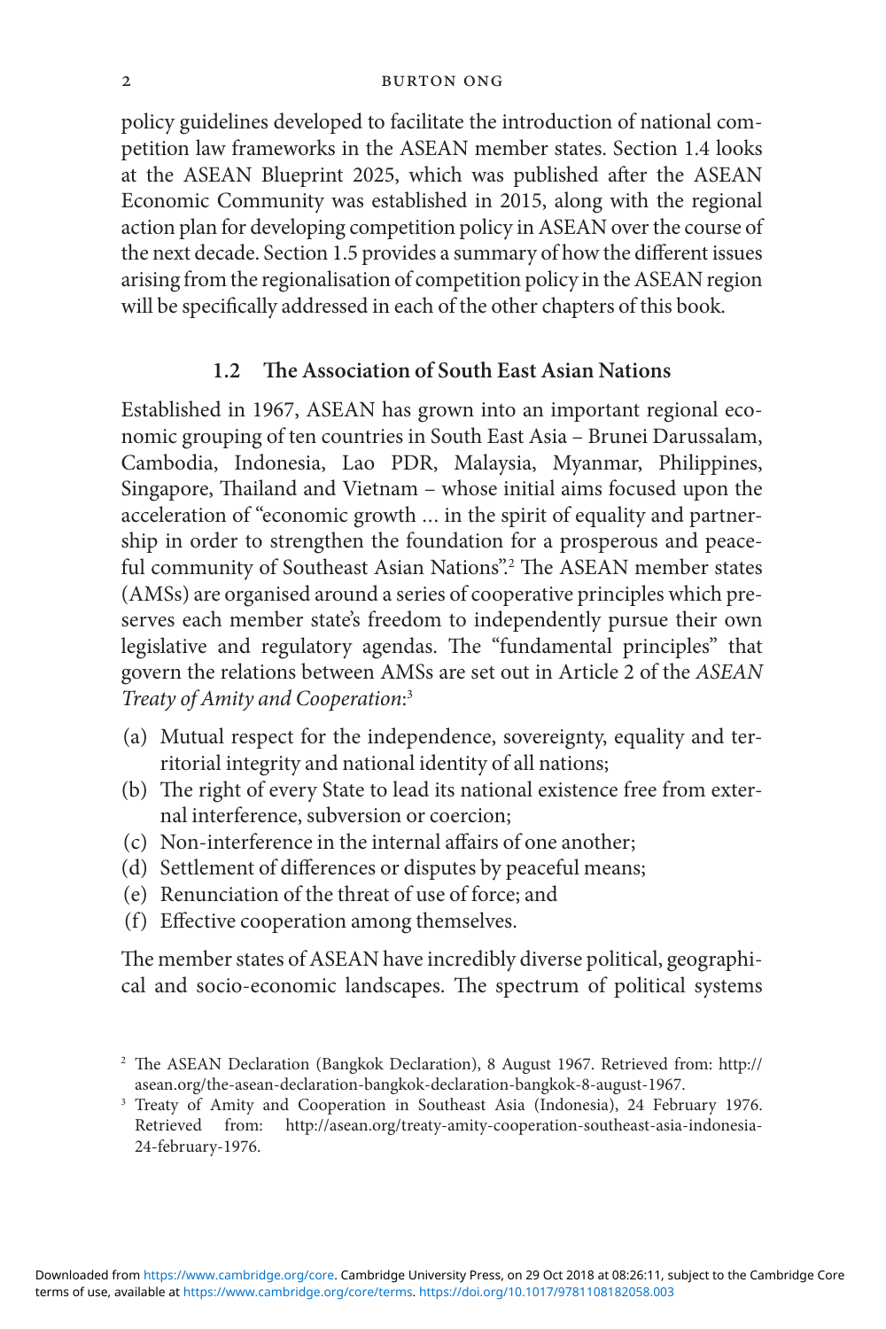policy guidelines developed to facilitate the introduction of national competition law frameworks in the ASEAN member states. Section 1.4 looks at the ASEAN Blueprint 2025, which was published after the ASEAN Economic Community was established in 2015, along with the regional action plan for developing competition policy in ASEAN over the course of the next decade. Section 1.5 provides a summary of how the different issues arising from the regionalisation of competition policy in the ASEAN region will be specifically addressed in each of the other chapters of this book.

## 1.2 The Association of South East Asian Nations

Established in 1967, ASEAN has grown into an important regional economic grouping of ten countries in South East Asia – Brunei Darussalam, Cambodia, Indonesia, Lao PDR, Malaysia, Myanmar, Philippines, Singapore, Thailand and Vietnam – whose initial aims focused upon the acceleration of "economic growth … in the spirit of equality and partnership in order to strengthen the foundation for a prosperous and peaceful community of Southeast Asian Nations".[2] The ASEAN member states (AMSs) are organised around a series of cooperative principles which preserves each member state's freedom to independently pursue their own legislative and regulatory agendas. The "fundamental principles" that govern the relations between AMSs are set out in Article 2 of the *ASEAN Treaty of Amity and Cooperation*:[3]

(a) Mutual respect for the independence, sovereignty, equality and territorial integrity and national identity of all nations;
(b) The right of every State to lead its national existence free from external interference, subversion or coercion;
(c) Non-interference in the internal affairs of one another;
(d) Settlement of differences or disputes by peaceful means;
(e) Renunciation of the threat of use of force; and
(f) Effective cooperation among themselves.

The member states of ASEAN have incredibly diverse political, geographical and socio-economic landscapes. The spectrum of political systems

[2] The ASEAN Declaration (Bangkok Declaration), 8 August 1967. Retrieved from: http://asean.org/the-asean-declaration-bangkok-declaration-bangkok-8-august-1967.

[3] Treaty of Amity and Cooperation in Southeast Asia (Indonesia), 24 February 1976. Retrieved from: http://asean.org/treaty-amity-cooperation-southeast-asia-indonesia-24-february-1976.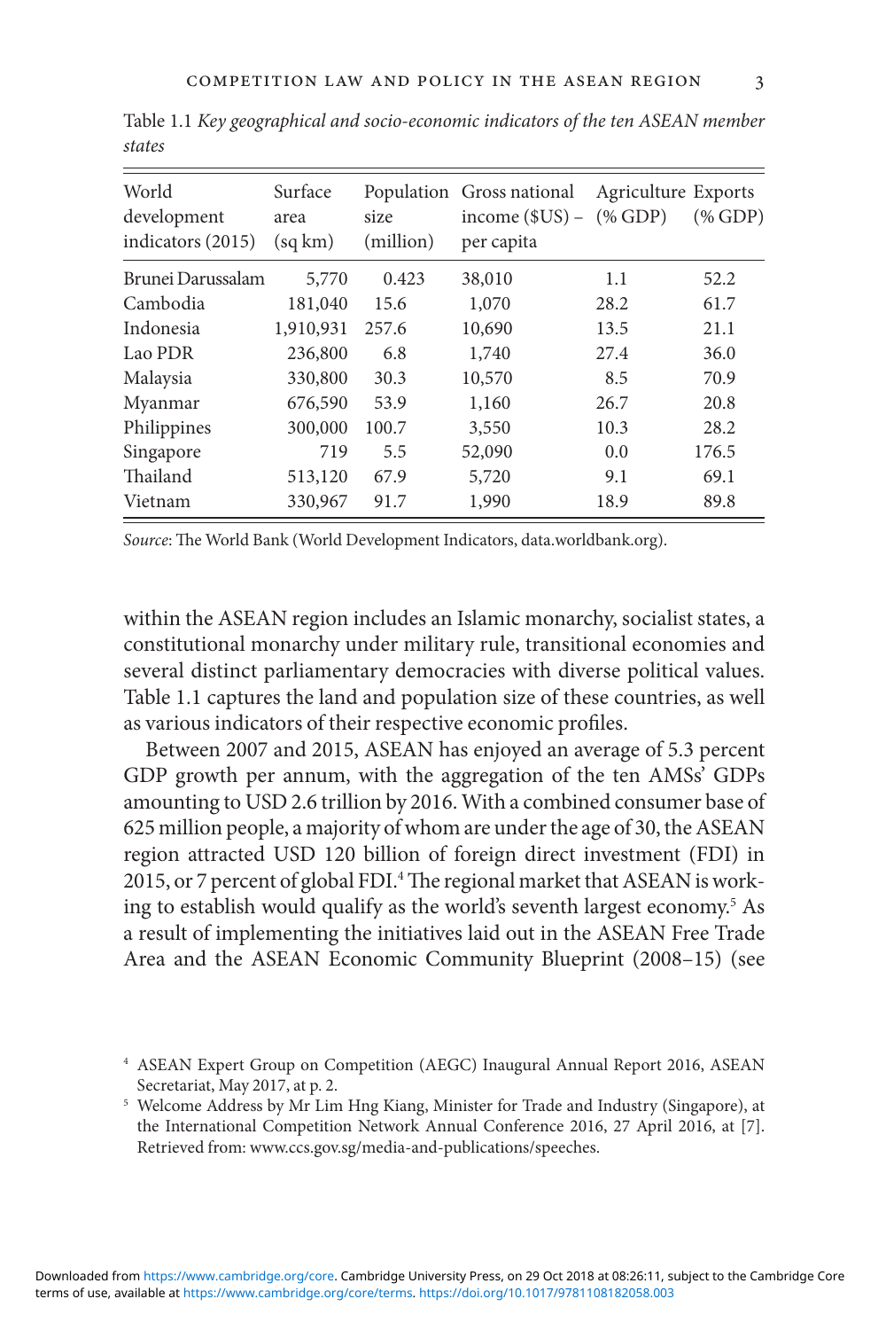Table 1.1 *Key geographical and socio-economic indicators of the ten ASEAN member states*

| World development indicators (2015) | Surface area (sq km) | Population size (million) | Gross national income ($US) – per capita | Agriculture (% GDP) | Exports (% GDP) |
|---|---|---|---|---|---|
| Brunei Darussalam | 5,770 | 0.423 | 38,010 | 1.1 | 52.2 |
| Cambodia | 181,040 | 15.6 | 1,070 | 28.2 | 61.7 |
| Indonesia | 1,910,931 | 257.6 | 10,690 | 13.5 | 21.1 |
| Lao PDR | 236,800 | 6.8 | 1,740 | 27.4 | 36.0 |
| Malaysia | 330,800 | 30.3 | 10,570 | 8.5 | 70.9 |
| Myanmar | 676,590 | 53.9 | 1,160 | 26.7 | 20.8 |
| Philippines | 300,000 | 100.7 | 3,550 | 10.3 | 28.2 |
| Singapore | 719 | 5.5 | 52,090 | 0.0 | 176.5 |
| Thailand | 513,120 | 67.9 | 5,720 | 9.1 | 69.1 |
| Vietnam | 330,967 | 91.7 | 1,990 | 18.9 | 89.8 |

*Source*: The World Bank (World Development Indicators, data.worldbank.org).

within the ASEAN region includes an Islamic monarchy, socialist states, a constitutional monarchy under military rule, transitional economies and several distinct parliamentary democracies with diverse political values. Table 1.1 captures the land and population size of these countries, as well as various indicators of their respective economic profiles.

Between 2007 and 2015, ASEAN has enjoyed an average of 5.3 percent GDP growth per annum, with the aggregation of the ten AMSs' GDPs amounting to USD 2.6 trillion by 2016. With a combined consumer base of 625 million people, a majority of whom are under the age of 30, the ASEAN region attracted USD 120 billion of foreign direct investment (FDI) in 2015, or 7 percent of global FDI.[4] The regional market that ASEAN is working to establish would qualify as the world's seventh largest economy.[5] As a result of implementing the initiatives laid out in the ASEAN Free Trade Area and the ASEAN Economic Community Blueprint (2008–15) (see

[4] ASEAN Expert Group on Competition (AEGC) Inaugural Annual Report 2016, ASEAN Secretariat, May 2017, at p. 2.

[5] Welcome Address by Mr Lim Hng Kiang, Minister for Trade and Industry (Singapore), at the International Competition Network Annual Conference 2016, 27 April 2016, at [7]. Retrieved from: www.ccs.gov.sg/media-and-publications/speeches.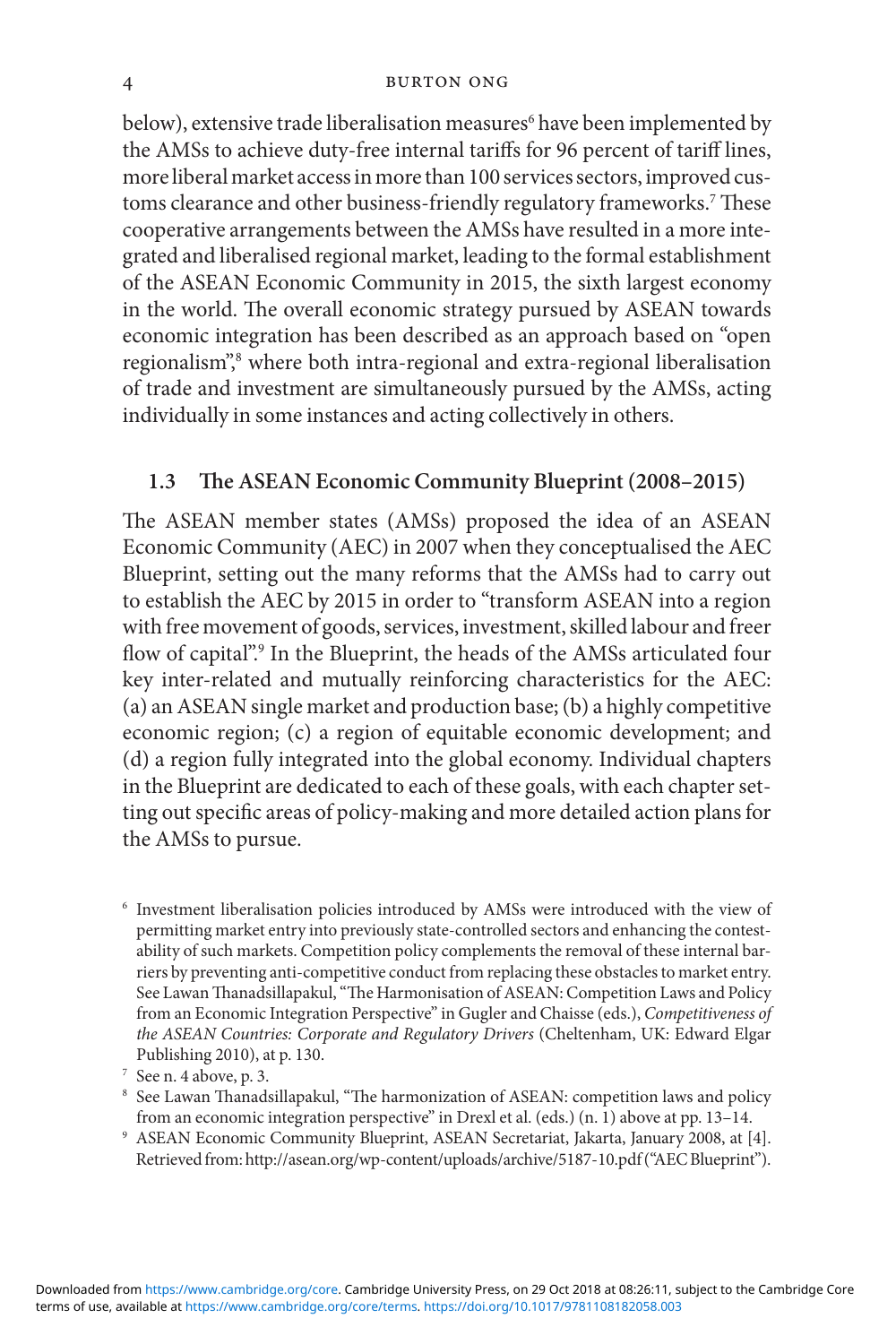below), extensive trade liberalisation measures[6] have been implemented by the AMSs to achieve duty-free internal tariffs for 96 percent of tariff lines, more liberal market access in more than 100 services sectors, improved customs clearance and other business-friendly regulatory frameworks.[7] These cooperative arrangements between the AMSs have resulted in a more integrated and liberalised regional market, leading to the formal establishment of the ASEAN Economic Community in 2015, the sixth largest economy in the world. The overall economic strategy pursued by ASEAN towards economic integration has been described as an approach based on "open regionalism",[8] where both intra-regional and extra-regional liberalisation of trade and investment are simultaneously pursued by the AMSs, acting individually in some instances and acting collectively in others.

### 1.3 The ASEAN Economic Community Blueprint (2008–2015)

The ASEAN member states (AMSs) proposed the idea of an ASEAN Economic Community (AEC) in 2007 when they conceptualised the AEC Blueprint, setting out the many reforms that the AMSs had to carry out to establish the AEC by 2015 in order to "transform ASEAN into a region with free movement of goods, services, investment, skilled labour and freer flow of capital".[9] In the Blueprint, the heads of the AMSs articulated four key inter-related and mutually reinforcing characteristics for the AEC: (a) an ASEAN single market and production base; (b) a highly competitive economic region; (c) a region of equitable economic development; and (d) a region fully integrated into the global economy. Individual chapters in the Blueprint are dedicated to each of these goals, with each chapter setting out specific areas of policy-making and more detailed action plans for the AMSs to pursue.

[6] Investment liberalisation policies introduced by AMSs were introduced with the view of permitting market entry into previously state-controlled sectors and enhancing the contestability of such markets. Competition policy complements the removal of these internal barriers by preventing anti-competitive conduct from replacing these obstacles to market entry. See Lawan Thanadsillapakul, "The Harmonisation of ASEAN: Competition Laws and Policy from an Economic Integration Perspective" in Gugler and Chaisse (eds.), *Competitiveness of the ASEAN Countries: Corporate and Regulatory Drivers* (Cheltenham, UK: Edward Elgar Publishing 2010), at p. 130.

[7] See n. 4 above, p. 3.

[8] See Lawan Thanadsillapakul, "The harmonization of ASEAN: competition laws and policy from an economic integration perspective" in Drexl et al. (eds.) (n. 1) above at pp. 13–14.

[9] ASEAN Economic Community Blueprint, ASEAN Secretariat, Jakarta, January 2008, at [4]. Retrieved from: http://asean.org/wp-content/uploads/archive/5187-10.pdf ("AEC Blueprint").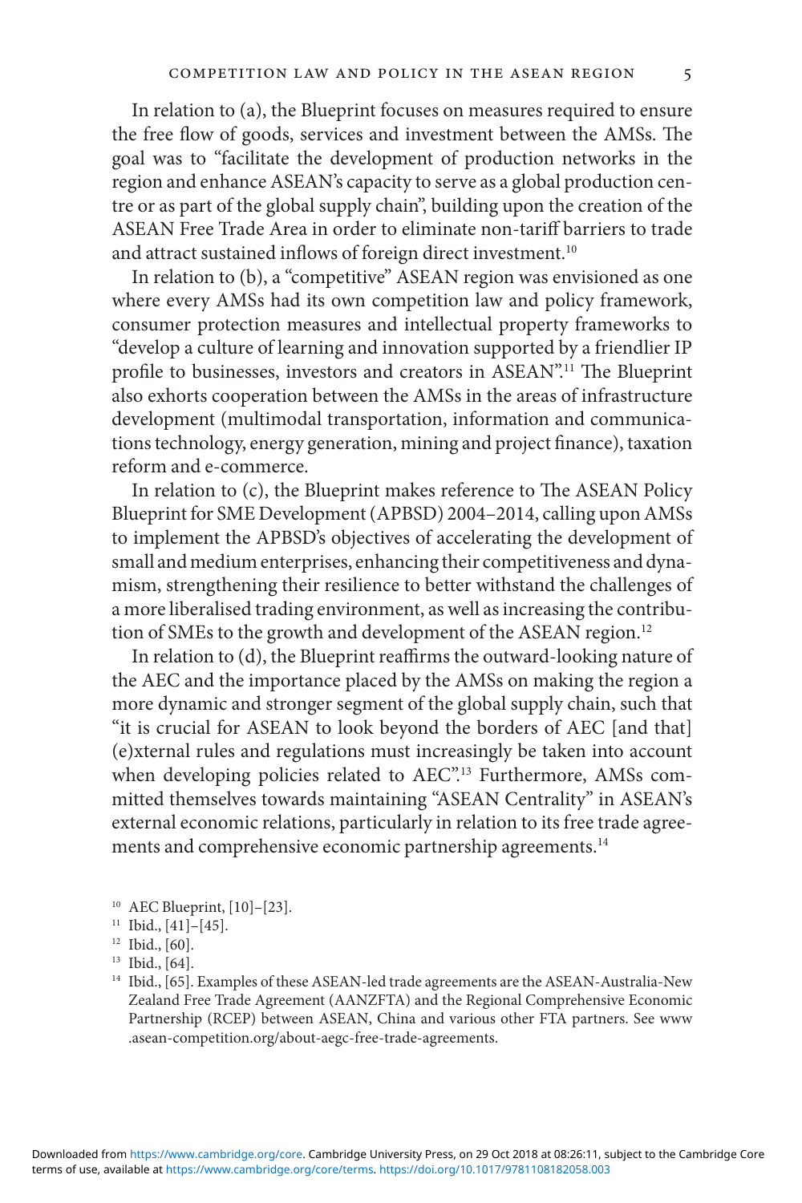In relation to (a), the Blueprint focuses on measures required to ensure the free flow of goods, services and investment between the AMSs. The goal was to "facilitate the development of production networks in the region and enhance ASEAN's capacity to serve as a global production centre or as part of the global supply chain", building upon the creation of the ASEAN Free Trade Area in order to eliminate non-tariff barriers to trade and attract sustained inflows of foreign direct investment.[10]

In relation to (b), a "competitive" ASEAN region was envisioned as one where every AMSs had its own competition law and policy framework, consumer protection measures and intellectual property frameworks to "develop a culture of learning and innovation supported by a friendlier IP profile to businesses, investors and creators in ASEAN".[11] The Blueprint also exhorts cooperation between the AMSs in the areas of infrastructure development (multimodal transportation, information and communications technology, energy generation, mining and project finance), taxation reform and e-commerce.

In relation to (c), the Blueprint makes reference to The ASEAN Policy Blueprint for SME Development (APBSD) 2004–2014, calling upon AMSs to implement the APBSD's objectives of accelerating the development of small and medium enterprises, enhancing their competitiveness and dynamism, strengthening their resilience to better withstand the challenges of a more liberalised trading environment, as well as increasing the contribution of SMEs to the growth and development of the ASEAN region.[12]

In relation to (d), the Blueprint reaffirms the outward-looking nature of the AEC and the importance placed by the AMSs on making the region a more dynamic and stronger segment of the global supply chain, such that "it is crucial for ASEAN to look beyond the borders of AEC [and that] (e)xternal rules and regulations must increasingly be taken into account when developing policies related to AEC".[13] Furthermore, AMSs committed themselves towards maintaining "ASEAN Centrality" in ASEAN's external economic relations, particularly in relation to its free trade agreements and comprehensive economic partnership agreements.[14]

---

[10] AEC Blueprint, [10]–[23].

[11] Ibid., [41]–[45].

[12] Ibid., [60].

[13] Ibid., [64].

[14] Ibid., [65]. Examples of these ASEAN-led trade agreements are the ASEAN-Australia-New Zealand Free Trade Agreement (AANZFTA) and the Regional Comprehensive Economic Partnership (RCEP) between ASEAN, China and various other FTA partners. See www.asean-competition.org/about-aegc-free-trade-agreements.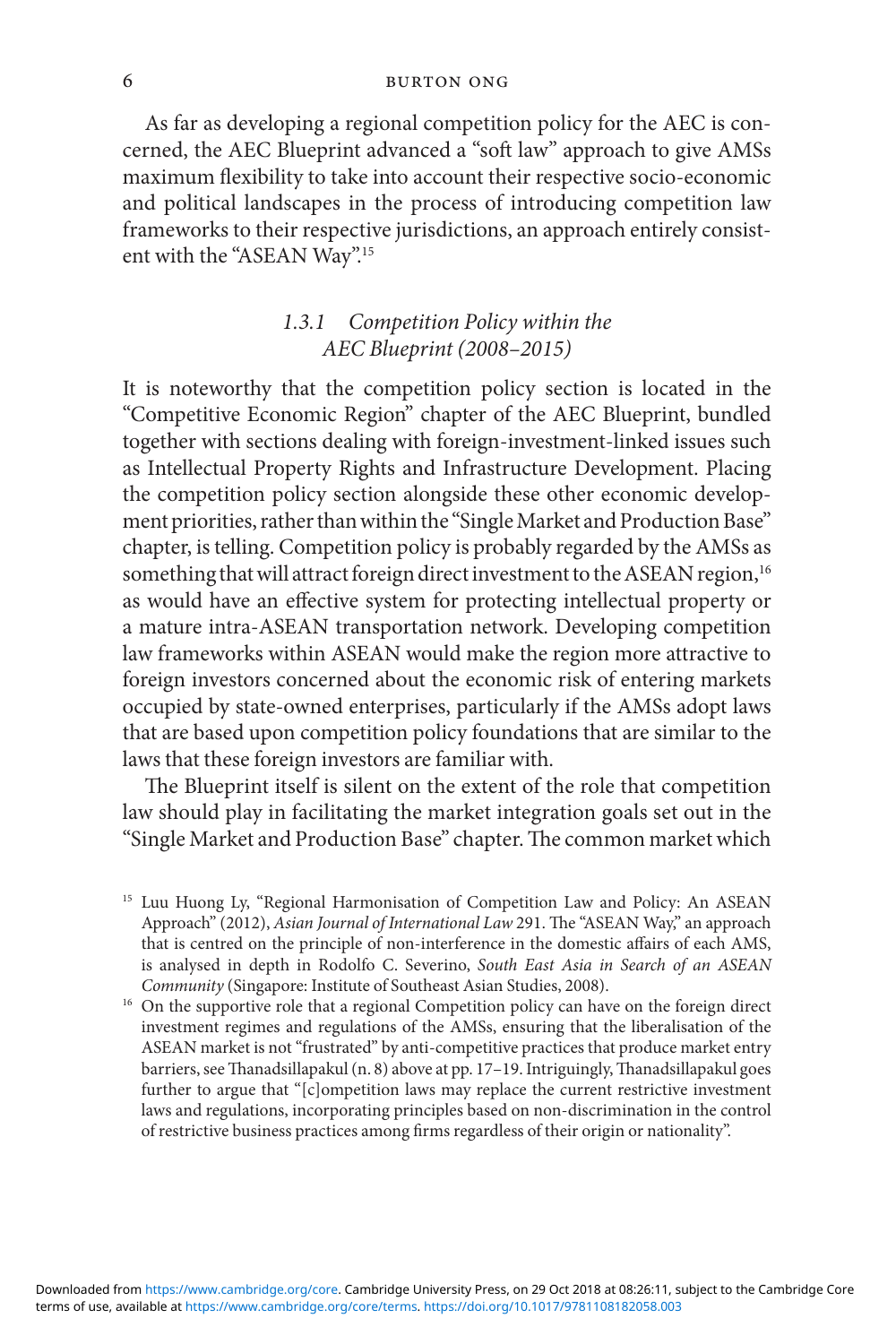As far as developing a regional competition policy for the AEC is concerned, the AEC Blueprint advanced a "soft law" approach to give AMSs maximum flexibility to take into account their respective socio-economic and political landscapes in the process of introducing competition law frameworks to their respective jurisdictions, an approach entirely consistent with the "ASEAN Way".[15]

### *1.3.1 Competition Policy within the AEC Blueprint (2008–2015)*

It is noteworthy that the competition policy section is located in the "Competitive Economic Region" chapter of the AEC Blueprint, bundled together with sections dealing with foreign-investment-linked issues such as Intellectual Property Rights and Infrastructure Development. Placing the competition policy section alongside these other economic development priorities, rather than within the "Single Market and Production Base" chapter, is telling. Competition policy is probably regarded by the AMSs as something that will attract foreign direct investment to the ASEAN region,[16] as would have an effective system for protecting intellectual property or a mature intra-ASEAN transportation network. Developing competition law frameworks within ASEAN would make the region more attractive to foreign investors concerned about the economic risk of entering markets occupied by state-owned enterprises, particularly if the AMSs adopt laws that are based upon competition policy foundations that are similar to the laws that these foreign investors are familiar with.

The Blueprint itself is silent on the extent of the role that competition law should play in facilitating the market integration goals set out in the "Single Market and Production Base" chapter. The common market which

---

[15] Luu Huong Ly, "Regional Harmonisation of Competition Law and Policy: An ASEAN Approach" (2012), *Asian Journal of International Law* 291. The "ASEAN Way," an approach that is centred on the principle of non-interference in the domestic affairs of each AMS, is analysed in depth in Rodolfo C. Severino, *South East Asia in Search of an ASEAN Community* (Singapore: Institute of Southeast Asian Studies, 2008).

[16] On the supportive role that a regional Competition policy can have on the foreign direct investment regimes and regulations of the AMSs, ensuring that the liberalisation of the ASEAN market is not "frustrated" by anti-competitive practices that produce market entry barriers, see Thanadsillapakul (n. 8) above at pp. 17–19. Intriguingly, Thanadsillapakul goes further to argue that "[c]ompetition laws may replace the current restrictive investment laws and regulations, incorporating principles based on non-discrimination in the control of restrictive business practices among firms regardless of their origin or nationality".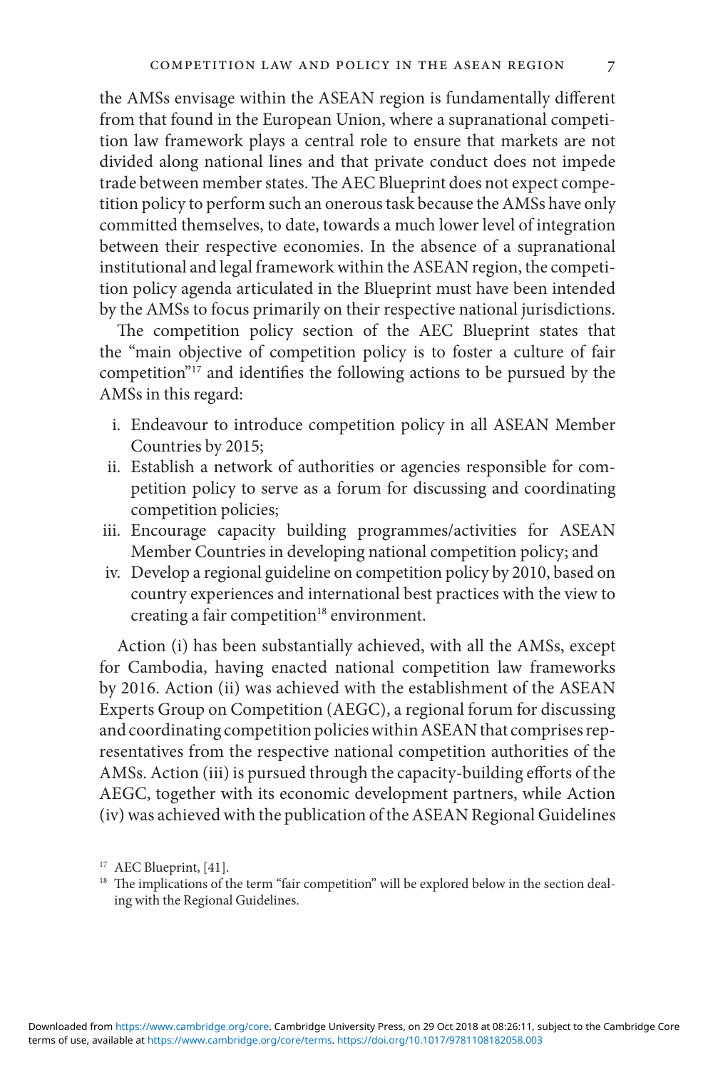the AMSs envisage within the ASEAN region is fundamentally different from that found in the European Union, where a supranational competition law framework plays a central role to ensure that markets are not divided along national lines and that private conduct does not impede trade between member states. The AEC Blueprint does not expect competition policy to perform such an onerous task because the AMSs have only committed themselves, to date, towards a much lower level of integration between their respective economies. In the absence of a supranational institutional and legal framework within the ASEAN region, the competition policy agenda articulated in the Blueprint must have been intended by the AMSs to focus primarily on their respective national jurisdictions.

The competition policy section of the AEC Blueprint states that the "main objective of competition policy is to foster a culture of fair competition"[17] and identifies the following actions to be pursued by the AMSs in this regard:

i. Endeavour to introduce competition policy in all ASEAN Member Countries by 2015;
ii. Establish a network of authorities or agencies responsible for competition policy to serve as a forum for discussing and coordinating competition policies;
iii. Encourage capacity building programmes/activities for ASEAN Member Countries in developing national competition policy; and
iv. Develop a regional guideline on competition policy by 2010, based on country experiences and international best practices with the view to creating a fair competition[18] environment.

Action (i) has been substantially achieved, with all the AMSs, except for Cambodia, having enacted national competition law frameworks by 2016. Action (ii) was achieved with the establishment of the ASEAN Experts Group on Competition (AEGC), a regional forum for discussing and coordinating competition policies within ASEAN that comprises representatives from the respective national competition authorities of the AMSs. Action (iii) is pursued through the capacity-building efforts of the AEGC, together with its economic development partners, while Action (iv) was achieved with the publication of the ASEAN Regional Guidelines

[17] AEC Blueprint, [41].

[18] The implications of the term "fair competition" will be explored below in the section dealing with the Regional Guidelines.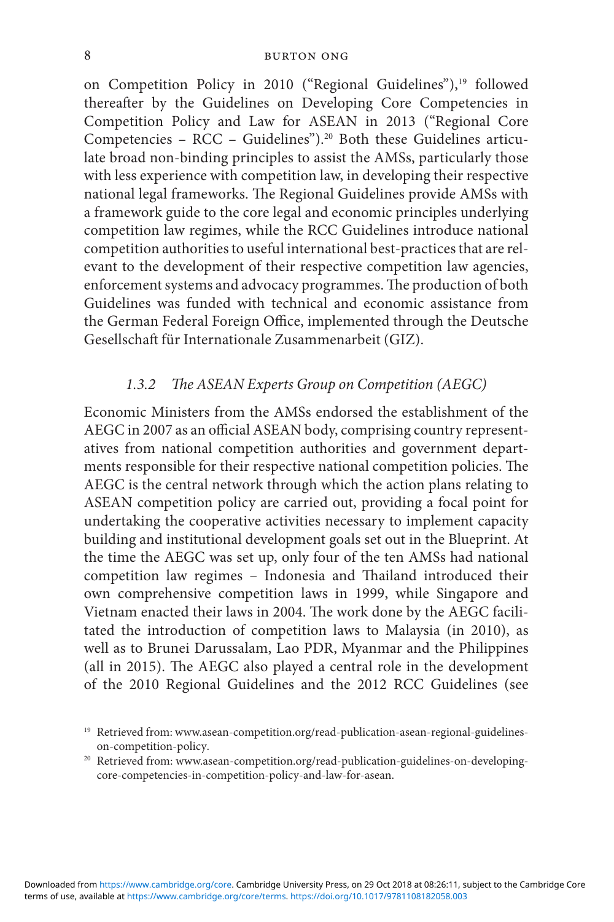on Competition Policy in 2010 ("Regional Guidelines"),[19] followed thereafter by the Guidelines on Developing Core Competencies in Competition Policy and Law for ASEAN in 2013 ("Regional Core Competencies – RCC – Guidelines").[20] Both these Guidelines articulate broad non-binding principles to assist the AMSs, particularly those with less experience with competition law, in developing their respective national legal frameworks. The Regional Guidelines provide AMSs with a framework guide to the core legal and economic principles underlying competition law regimes, while the RCC Guidelines introduce national competition authorities to useful international best-practices that are relevant to the development of their respective competition law agencies, enforcement systems and advocacy programmes. The production of both Guidelines was funded with technical and economic assistance from the German Federal Foreign Office, implemented through the Deutsche Gesellschaft für Internationale Zusammenarbeit (GIZ).

### *1.3.2 The ASEAN Experts Group on Competition (AEGC)*

Economic Ministers from the AMSs endorsed the establishment of the AEGC in 2007 as an official ASEAN body, comprising country representatives from national competition authorities and government departments responsible for their respective national competition policies. The AEGC is the central network through which the action plans relating to ASEAN competition policy are carried out, providing a focal point for undertaking the cooperative activities necessary to implement capacity building and institutional development goals set out in the Blueprint. At the time the AEGC was set up, only four of the ten AMSs had national competition law regimes – Indonesia and Thailand introduced their own comprehensive competition laws in 1999, while Singapore and Vietnam enacted their laws in 2004. The work done by the AEGC facilitated the introduction of competition laws to Malaysia (in 2010), as well as to Brunei Darussalam, Lao PDR, Myanmar and the Philippines (all in 2015). The AEGC also played a central role in the development of the 2010 Regional Guidelines and the 2012 RCC Guidelines (see

[19] Retrieved from: www.asean-competition.org/read-publication-asean-regional-guidelines-on-competition-policy.

[20] Retrieved from: www.asean-competition.org/read-publication-guidelines-on-developing-core-competencies-in-competition-policy-and-law-for-asean.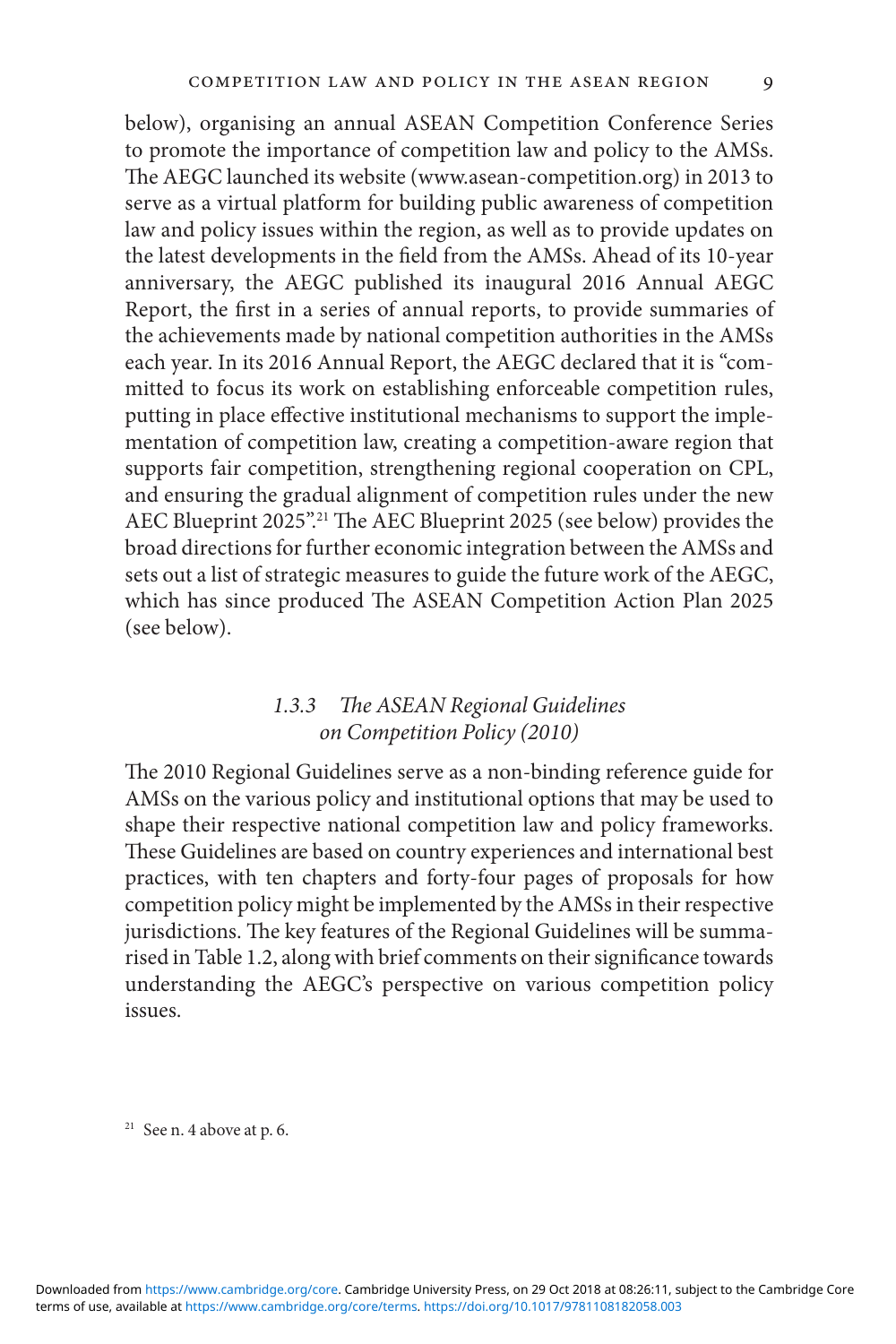below), organising an annual ASEAN Competition Conference Series to promote the importance of competition law and policy to the AMSs. The AEGC launched its website (www.asean-competition.org) in 2013 to serve as a virtual platform for building public awareness of competition law and policy issues within the region, as well as to provide updates on the latest developments in the field from the AMSs. Ahead of its 10-year anniversary, the AEGC published its inaugural 2016 Annual AEGC Report, the first in a series of annual reports, to provide summaries of the achievements made by national competition authorities in the AMSs each year. In its 2016 Annual Report, the AEGC declared that it is "committed to focus its work on establishing enforceable competition rules, putting in place effective institutional mechanisms to support the implementation of competition law, creating a competition-aware region that supports fair competition, strengthening regional cooperation on CPL, and ensuring the gradual alignment of competition rules under the new AEC Blueprint 2025".[21] The AEC Blueprint 2025 (see below) provides the broad directions for further economic integration between the AMSs and sets out a list of strategic measures to guide the future work of the AEGC, which has since produced The ASEAN Competition Action Plan 2025 (see below).

### *1.3.3 The ASEAN Regional Guidelines on Competition Policy (2010)*

The 2010 Regional Guidelines serve as a non-binding reference guide for AMSs on the various policy and institutional options that may be used to shape their respective national competition law and policy frameworks. These Guidelines are based on country experiences and international best practices, with ten chapters and forty-four pages of proposals for how competition policy might be implemented by the AMSs in their respective jurisdictions. The key features of the Regional Guidelines will be summarised in Table 1.2, along with brief comments on their significance towards understanding the AEGC's perspective on various competition policy issues.

[21] See n. 4 above at p. 6.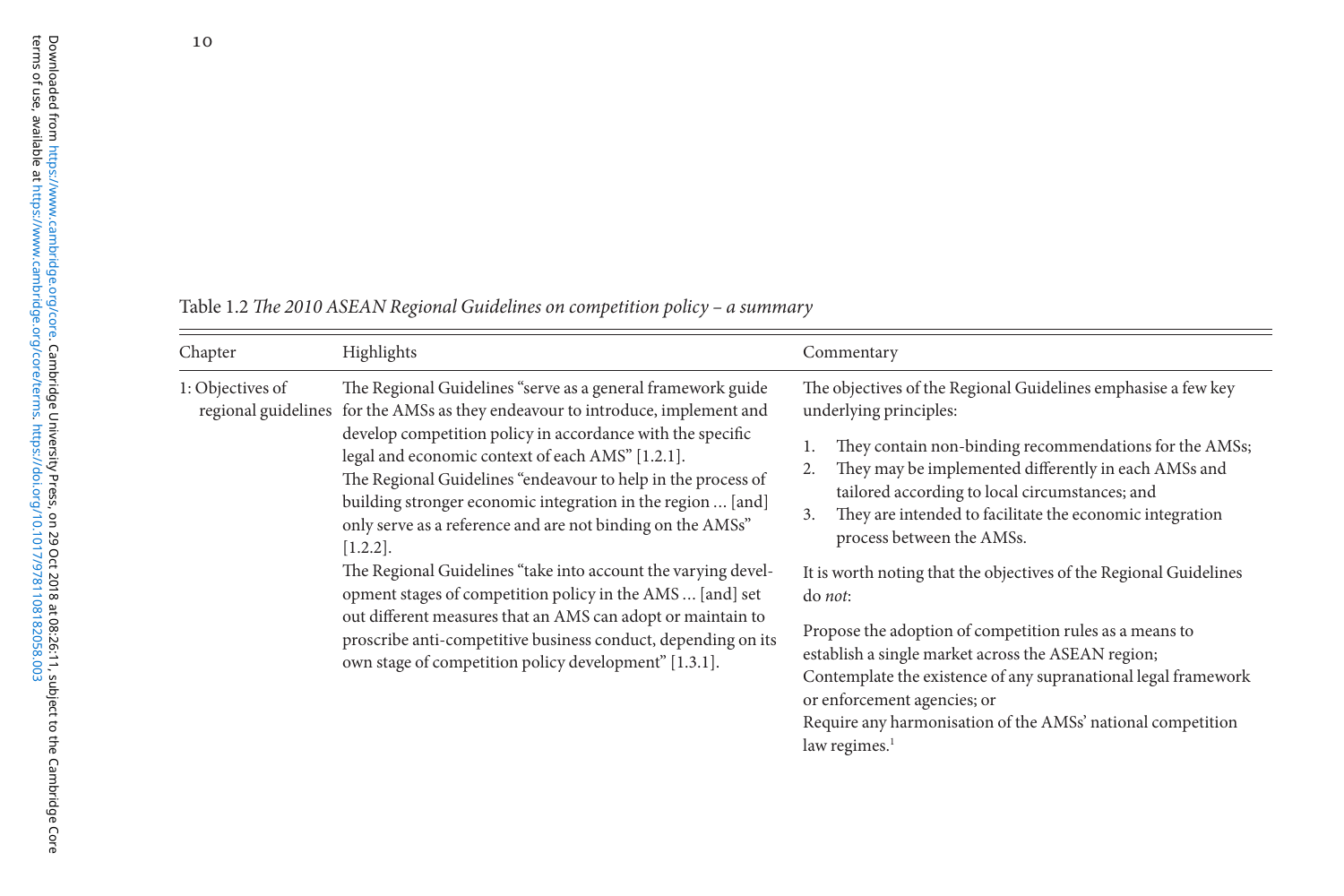Table 1.2 *The 2010 ASEAN Regional Guidelines on competition policy – a summary*

| Chapter | Highlights | Commentary |
|---|---|---|
| 1: Objectives of regional guidelines | The Regional Guidelines "serve as a general framework guide for the AMSs as they endeavour to introduce, implement and develop competition policy in accordance with the specific legal and economic context of each AMS" [1.2.1].<br>The Regional Guidelines "endeavour to help in the process of building stronger economic integration in the region ... [and] only serve as a reference and are not binding on the AMSs" [1.2.2].<br>The Regional Guidelines "take into account the varying development stages of competition policy in the AMS ... [and] set out different measures that an AMS can adopt or maintain to proscribe anti-competitive business conduct, depending on its own stage of competition policy development" [1.3.1]. | The objectives of the Regional Guidelines emphasise a few key underlying principles:<br>1. They contain non-binding recommendations for the AMSs;<br>2. They may be implemented differently in each AMSs and tailored according to local circumstances; and<br>3. They are intended to facilitate the economic integration process between the AMSs.<br>It is worth noting that the objectives of the Regional Guidelines do *not*:<br>Propose the adoption of competition rules as a means to establish a single market across the ASEAN region;<br>Contemplate the existence of any supranational legal framework or enforcement agencies; or<br>Require any harmonisation of the AMSs' national competition law regimes.[1] |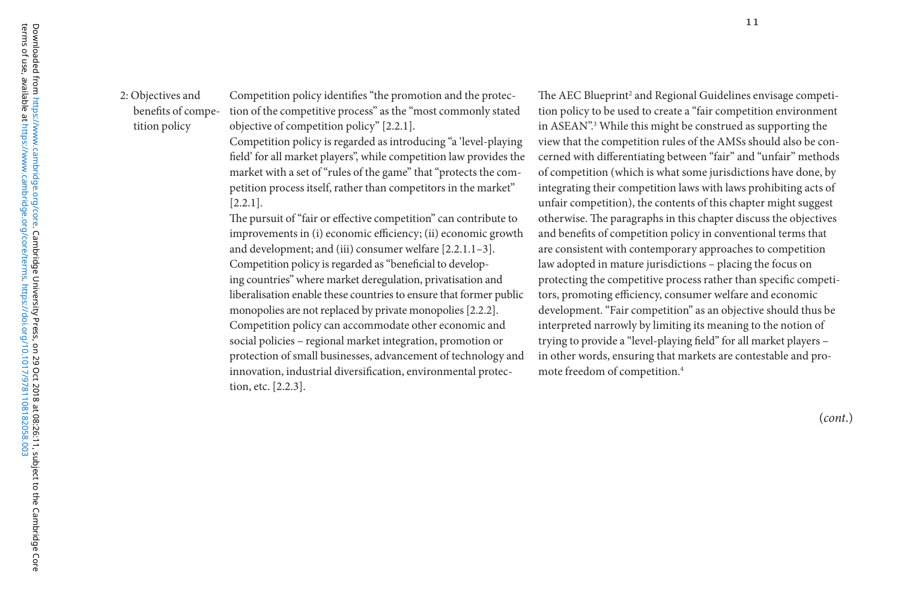| | | |
|---|---|---|
| 2: Objectives and benefits of competition policy | Competition policy identifies "the promotion and the protection of the competitive process" as the "most commonly stated objective of competition policy" [2.2.1].<br>Competition policy is regarded as introducing "a 'level-playing field' for all market players", while competition law provides the market with a set of "rules of the game" that "protects the competition process itself, rather than competitors in the market" [2.2.1].<br>The pursuit of "fair or effective competition" can contribute to improvements in (i) economic efficiency; (ii) economic growth and development; and (iii) consumer welfare [2.2.1.1–3].<br>Competition policy is regarded as "beneficial to developing countries" where market deregulation, privatisation and liberalisation enable these countries to ensure that former public monopolies are not replaced by private monopolies [2.2.2].<br>Competition policy can accommodate other economic and social policies – regional market integration, promotion or protection of small businesses, advancement of technology and innovation, industrial diversification, environmental protection, etc. [2.2.3]. | The AEC Blueprint[2] and Regional Guidelines envisage competition policy to be used to create a "fair competition environment in ASEAN".[3] While this might be construed as supporting the view that the competition rules of the AMSs should also be concerned with differentiating between "fair" and "unfair" methods of competition (which is what some jurisdictions have done, by integrating their competition laws with laws prohibiting acts of unfair competition), the contents of this chapter might suggest otherwise. The paragraphs in this chapter discuss the objectives and benefits of competition policy in conventional terms that are consistent with contemporary approaches to competition law adopted in mature jurisdictions – placing the focus on protecting the competitive process rather than specific competitors, promoting efficiency, consumer welfare and economic development. "Fair competition" as an objective should thus be interpreted narrowly by limiting its meaning to the notion of trying to provide a "level-playing field" for all market players – in other words, ensuring that markets are contestable and promote freedom of competition.[4] |

(*cont.*)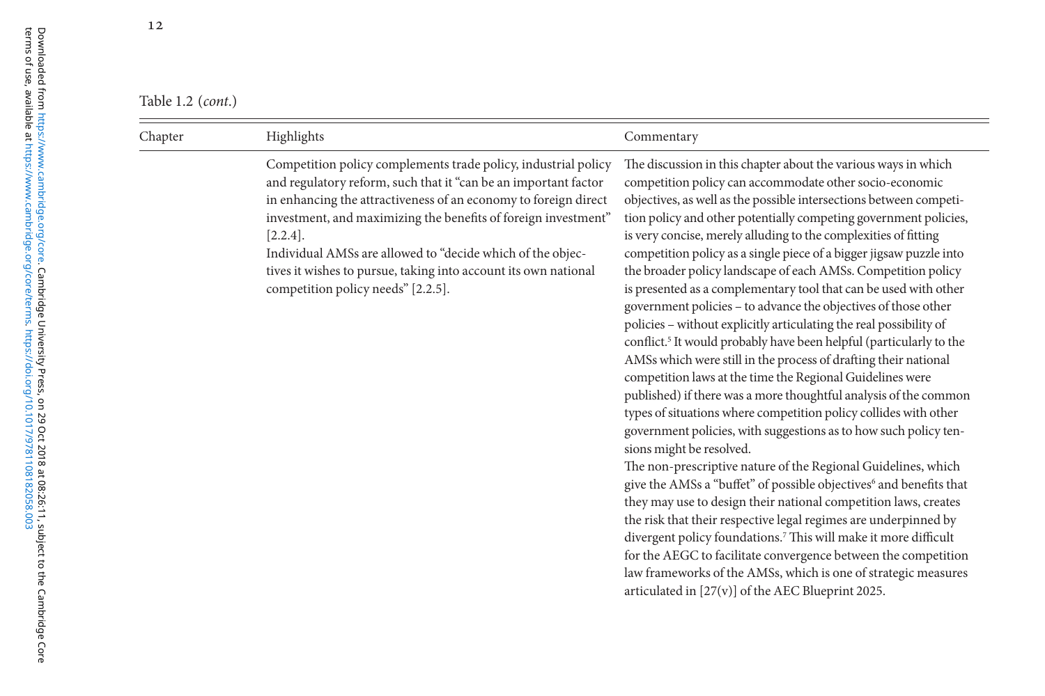Table 1.2 (*cont.*)

| Chapter | Highlights | Commentary |
| --- | --- | --- |
| | Competition policy complements trade policy, industrial policy and regulatory reform, such that it "can be an important factor in enhancing the attractiveness of an economy to foreign direct investment, and maximizing the benefits of foreign investment" [2.2.4].<br>Individual AMSs are allowed to "decide which of the objectives it wishes to pursue, taking into account its own national competition policy needs" [2.2.5]. | The discussion in this chapter about the various ways in which competition policy can accommodate other socio-economic objectives, as well as the possible intersections between competition policy and other potentially competing government policies, is very concise, merely alluding to the complexities of fitting competition policy as a single piece of a bigger jigsaw puzzle into the broader policy landscape of each AMSs. Competition policy is presented as a complementary tool that can be used with other government policies – to advance the objectives of those other policies – without explicitly articulating the real possibility of conflict.[5] It would probably have been helpful (particularly to the AMSs which were still in the process of drafting their national competition laws at the time the Regional Guidelines were published) if there was a more thoughtful analysis of the common types of situations where competition policy collides with other government policies, with suggestions as to how such policy tensions might be resolved.<br>The non-prescriptive nature of the Regional Guidelines, which give the AMSs a "buffet" of possible objectives[6] and benefits that they may use to design their national competition laws, creates the risk that their respective legal regimes are underpinned by divergent policy foundations.[7] This will make it more difficult for the AEGC to facilitate convergence between the competition law frameworks of the AMSs, which is one of strategic measures articulated in [27(v)] of the AEC Blueprint 2025. |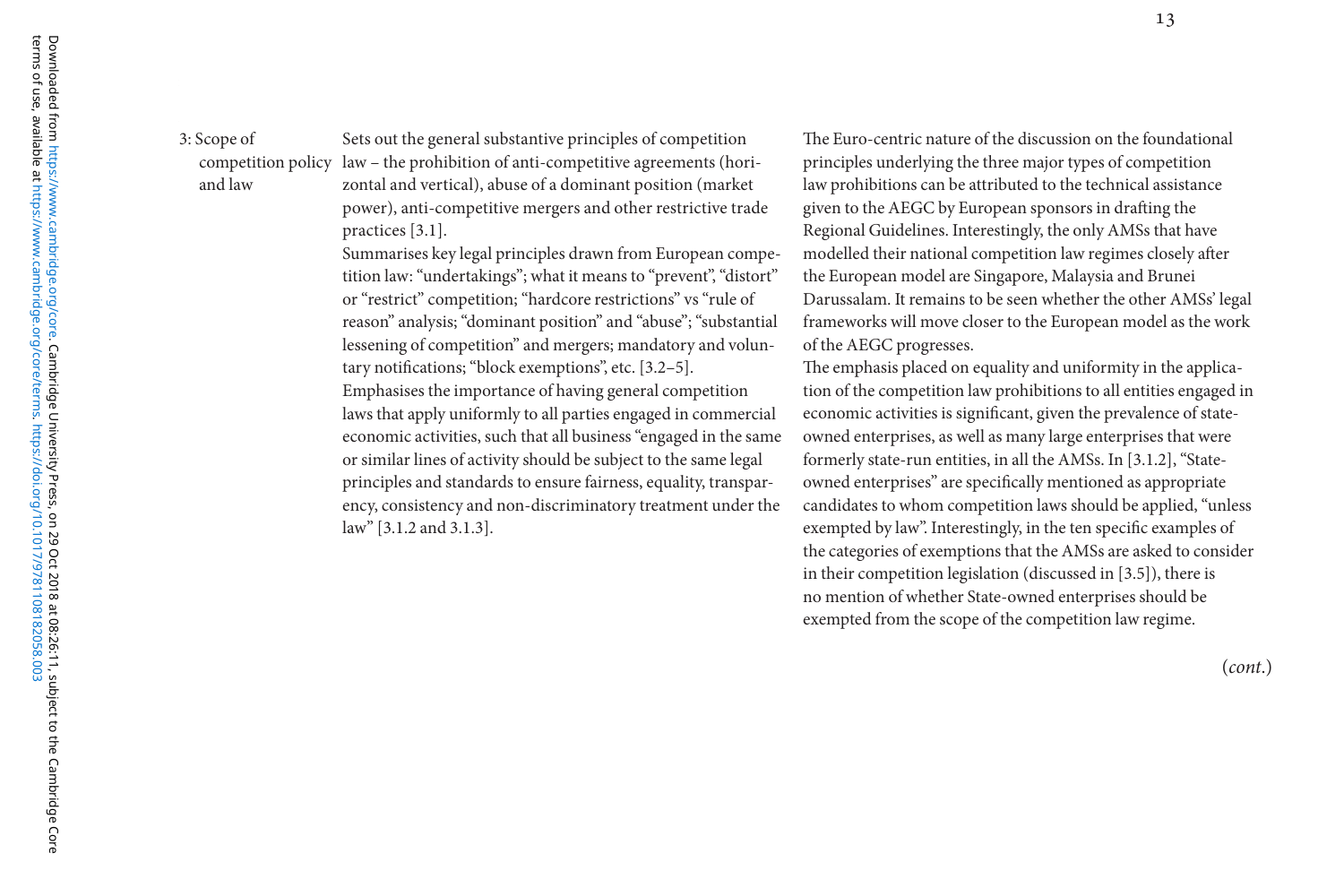| | | |
|---|---|---|
| 3: Scope of competition policy and law | Sets out the general substantive principles of competition law – the prohibition of anti-competitive agreements (horizontal and vertical), abuse of a dominant position (market power), anti-competitive mergers and other restrictive trade practices [3.1].<br>Summarises key legal principles drawn from European competition law: "undertakings"; what it means to "prevent", "distort" or "restrict" competition; "hardcore restrictions" vs "rule of reason" analysis; "dominant position" and "abuse"; "substantial lessening of competition" and mergers; mandatory and voluntary notifications; "block exemptions", etc. [3.2–5].<br>Emphasises the importance of having general competition laws that apply uniformly to all parties engaged in commercial economic activities, such that all business "engaged in the same or similar lines of activity should be subject to the same legal principles and standards to ensure fairness, equality, transparency, consistency and non-discriminatory treatment under the law" [3.1.2 and 3.1.3]. | The Euro-centric nature of the discussion on the foundational principles underlying the three major types of competition law prohibitions can be attributed to the technical assistance given to the AEGC by European sponsors in drafting the Regional Guidelines. Interestingly, the only AMSs that have modelled their national competition law regimes closely after the European model are Singapore, Malaysia and Brunei Darussalam. It remains to be seen whether the other AMSs' legal frameworks will move closer to the European model as the work of the AEGC progresses.<br>The emphasis placed on equality and uniformity in the application of the competition law prohibitions to all entities engaged in economic activities is significant, given the prevalence of state-owned enterprises, as well as many large enterprises that were formerly state-run entities, in all the AMSs. In [3.1.2], "State-owned enterprises" are specifically mentioned as appropriate candidates to whom competition laws should be applied, "unless exempted by law". Interestingly, in the ten specific examples of the categories of exemptions that the AMSs are asked to consider in their competition legislation (discussed in [3.5]), there is no mention of whether State-owned enterprises should be exempted from the scope of the competition law regime. |

(*cont.*)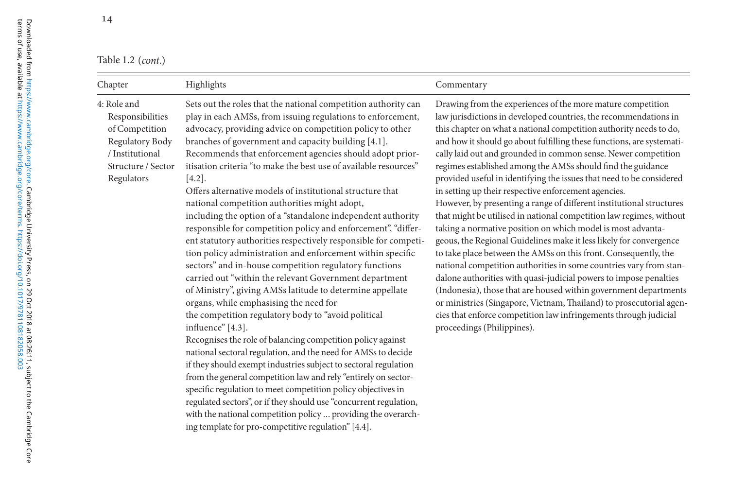Table 1.2 (*cont.*)

| Chapter | Highlights | Commentary |
|---|---|---|
| 4: Role and Responsibilities of Competition Regulatory Body / Institutional Structure / Sector Regulators | Sets out the roles that the national competition authority can play in each AMSs, from issuing regulations to enforcement, advocacy, providing advice on competition policy to other branches of government and capacity building [4.1]. Recommends that enforcement agencies should adopt prioritisation criteria "to make the best use of available resources" [4.2]. Offers alternative models of institutional structure that national competition authorities might adopt, including the option of a "standalone independent authority responsible for competition policy and enforcement", "different statutory authorities respectively responsible for competition policy administration and enforcement within specific sectors" and in-house competition regulatory functions carried out "within the relevant Government department of Ministry", giving AMSs latitude to determine appellate organs, while emphasising the need for the competition regulatory body to "avoid political influence" [4.3]. Recognises the role of balancing competition policy against national sectoral regulation, and the need for AMSs to decide if they should exempt industries subject to sectoral regulation from the general competition law and rely "entirely on sector-specific regulation to meet competition policy objectives in regulated sectors", or if they should use "concurrent regulation, with the national competition policy … providing the overarching template for pro-competitive regulation" [4.4]. | Drawing from the experiences of the more mature competition law jurisdictions in developed countries, the recommendations in this chapter on what a national competition authority needs to do, and how it should go about fulfilling these functions, are systematically laid out and grounded in common sense. Newer competition regimes established among the AMSs should find the guidance provided useful in identifying the issues that need to be considered in setting up their respective enforcement agencies. However, by presenting a range of different institutional structures that might be utilised in national competition law regimes, without taking a normative position on which model is most advantageous, the Regional Guidelines make it less likely for convergence to take place between the AMSs on this front. Consequently, the national competition authorities in some countries vary from standalone authorities with quasi-judicial powers to impose penalties (Indonesia), those that are housed within government departments or ministries (Singapore, Vietnam, Thailand) to prosecutorial agencies that enforce competition law infringements through judicial proceedings (Philippines). |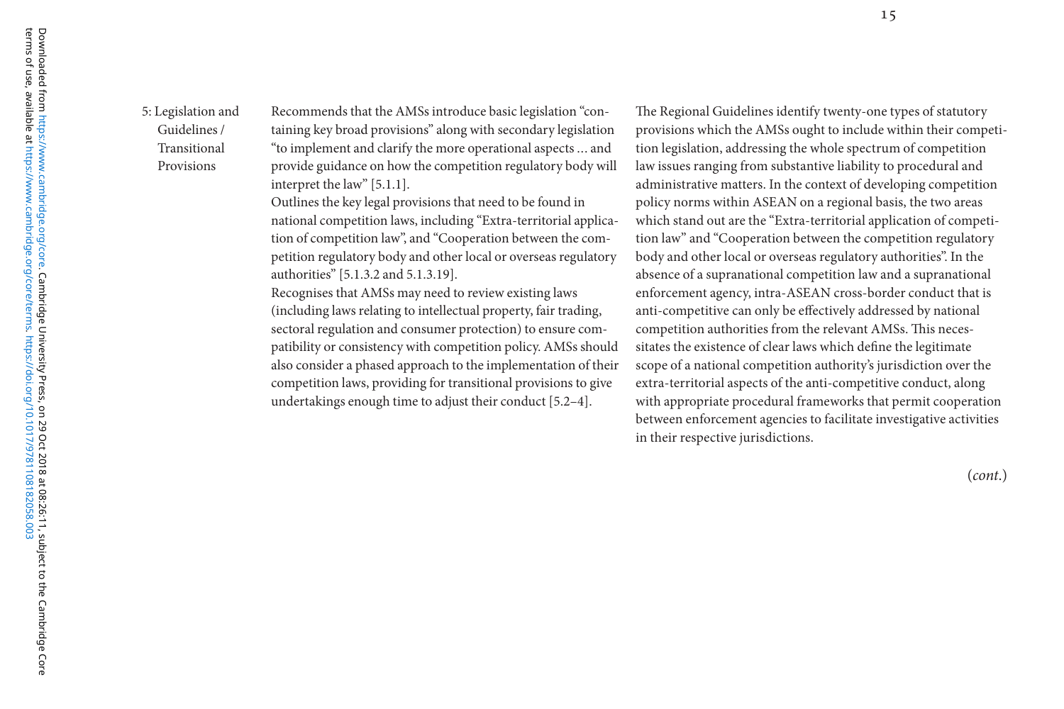| | | |
|---|---|---|
| 5: Legislation and Guidelines / Transitional Provisions | Recommends that the AMSs introduce basic legislation "containing key broad provisions" along with secondary legislation "to implement and clarify the more operational aspects ... and provide guidance on how the competition regulatory body will interpret the law" [5.1.1].<br>Outlines the key legal provisions that need to be found in national competition laws, including "Extra-territorial application of competition law", and "Cooperation between the competition regulatory body and other local or overseas regulatory authorities" [5.1.3.2 and 5.1.3.19].<br>Recognises that AMSs may need to review existing laws (including laws relating to intellectual property, fair trading, sectoral regulation and consumer protection) to ensure compatibility or consistency with competition policy. AMSs should also consider a phased approach to the implementation of their competition laws, providing for transitional provisions to give undertakings enough time to adjust their conduct [5.2–4]. | The Regional Guidelines identify twenty-one types of statutory provisions which the AMSs ought to include within their competition legislation, addressing the whole spectrum of competition law issues ranging from substantive liability to procedural and administrative matters. In the context of developing competition policy norms within ASEAN on a regional basis, the two areas which stand out are the "Extra-territorial application of competition law" and "Cooperation between the competition regulatory body and other local or overseas regulatory authorities". In the absence of a supranational competition law and a supranational enforcement agency, intra-ASEAN cross-border conduct that is anti-competitive can only be effectively addressed by national competition authorities from the relevant AMSs. This necessitates the existence of clear laws which define the legitimate scope of a national competition authority's jurisdiction over the extra-territorial aspects of the anti-competitive conduct, along with appropriate procedural frameworks that permit cooperation between enforcement agencies to facilitate investigative activities in their respective jurisdictions. |

(*cont.*)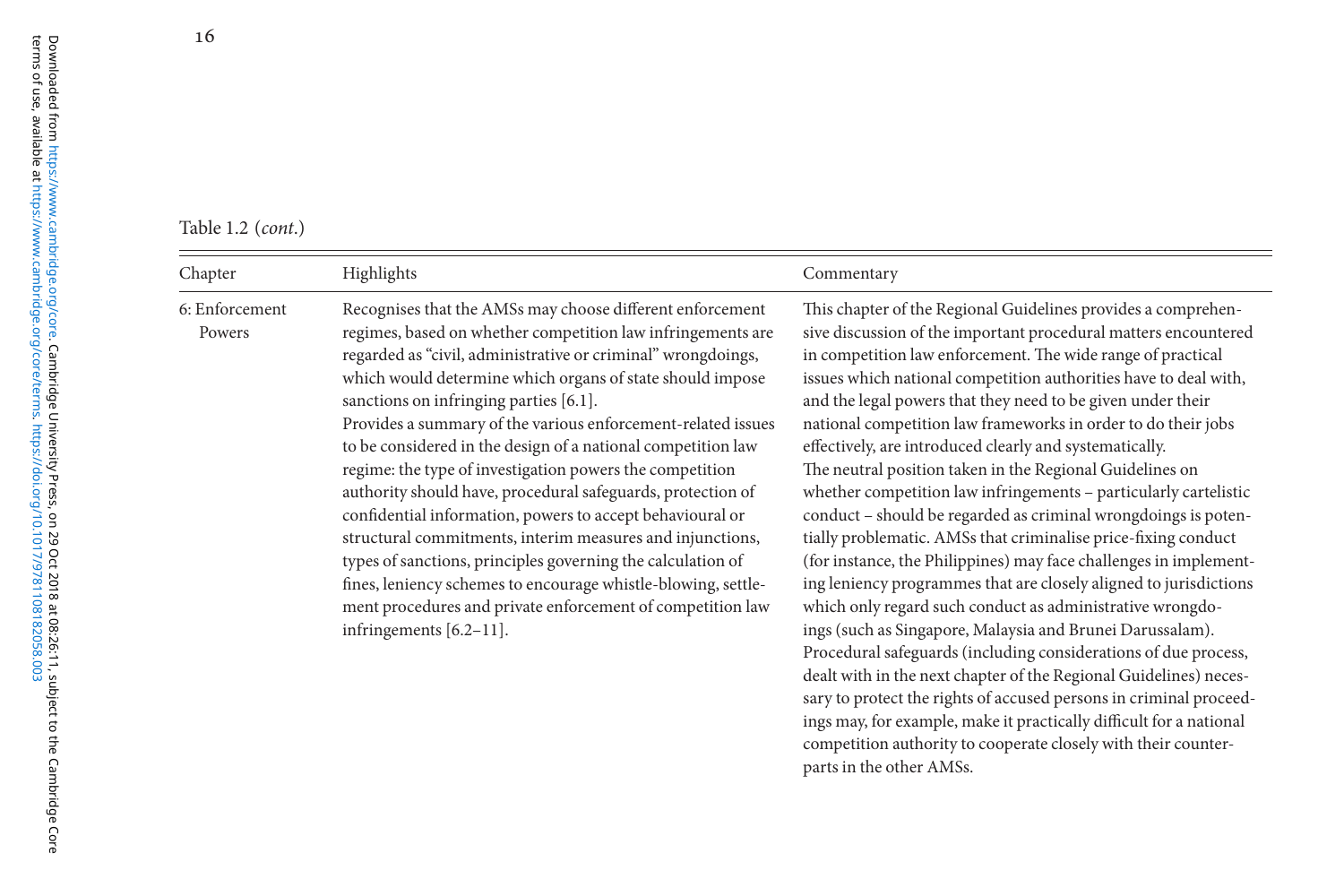Table 1.2 (*cont.*)

| Chapter | Highlights | Commentary |
|---|---|---|
| 6: Enforcement Powers | Recognises that the AMSs may choose different enforcement regimes, based on whether competition law infringements are regarded as "civil, administrative or criminal" wrongdoings, which would determine which organs of state should impose sanctions on infringing parties [6.1].<br>Provides a summary of the various enforcement-related issues to be considered in the design of a national competition law regime: the type of investigation powers the competition authority should have, procedural safeguards, protection of confidential information, powers to accept behavioural or structural commitments, interim measures and injunctions, types of sanctions, principles governing the calculation of fines, leniency schemes to encourage whistle-blowing, settlement procedures and private enforcement of competition law infringements [6.2–11]. | This chapter of the Regional Guidelines provides a comprehensive discussion of the important procedural matters encountered in competition law enforcement. The wide range of practical issues which national competition authorities have to deal with, and the legal powers that they need to be given under their national competition law frameworks in order to do their jobs effectively, are introduced clearly and systematically.<br>The neutral position taken in the Regional Guidelines on whether competition law infringements – particularly cartelistic conduct – should be regarded as criminal wrongdoings is potentially problematic. AMSs that criminalise price-fixing conduct (for instance, the Philippines) may face challenges in implementing leniency programmes that are closely aligned to jurisdictions which only regard such conduct as administrative wrongdoings (such as Singapore, Malaysia and Brunei Darussalam). Procedural safeguards (including considerations of due process, dealt with in the next chapter of the Regional Guidelines) necessary to protect the rights of accused persons in criminal proceedings may, for example, make it practically difficult for a national competition authority to cooperate closely with their counterparts in the other AMSs. |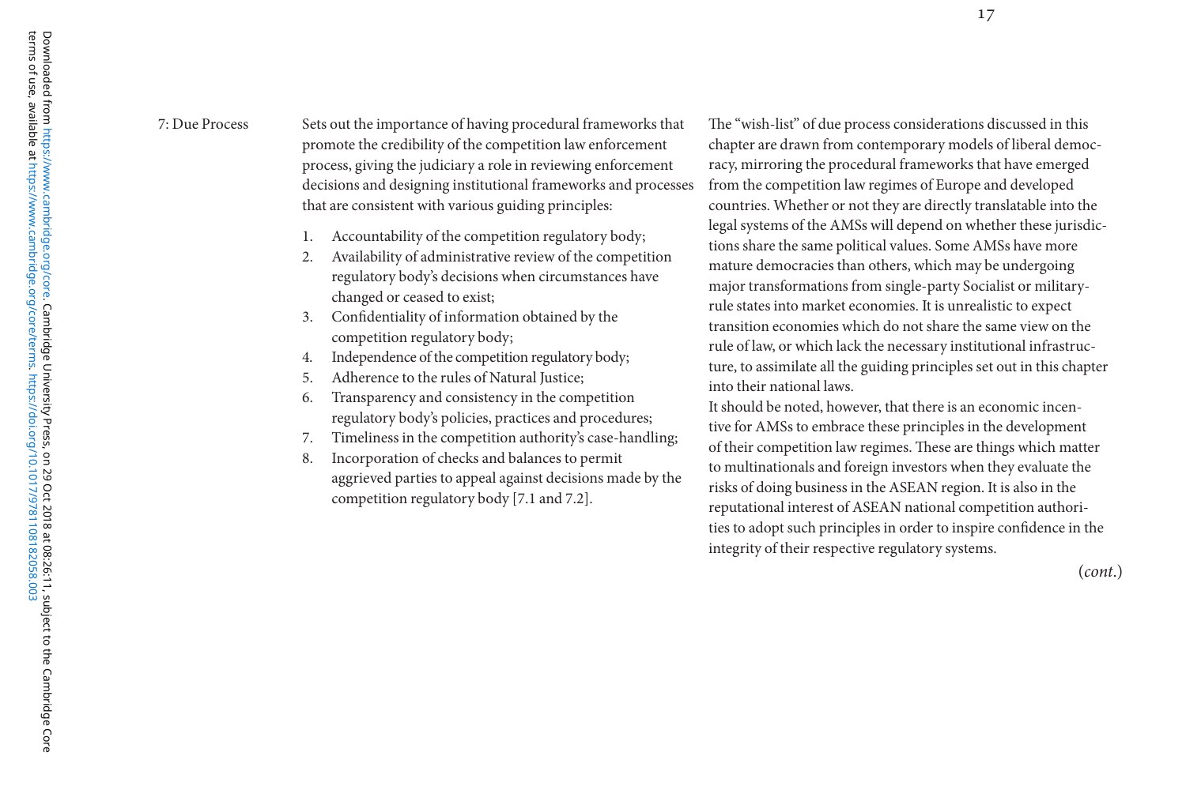| | | |
|---|---|---|
| 7: Due Process | Sets out the importance of having procedural frameworks that promote the credibility of the competition law enforcement process, giving the judiciary a role in reviewing enforcement decisions and designing institutional frameworks and processes that are consistent with various guiding principles:<br><br>1. Accountability of the competition regulatory body;<br>2. Availability of administrative review of the competition regulatory body's decisions when circumstances have changed or ceased to exist;<br>3. Confidentiality of information obtained by the competition regulatory body;<br>4. Independence of the competition regulatory body;<br>5. Adherence to the rules of Natural Justice;<br>6. Transparency and consistency in the competition regulatory body's policies, practices and procedures;<br>7. Timeliness in the competition authority's case-handling;<br>8. Incorporation of checks and balances to permit aggrieved parties to appeal against decisions made by the competition regulatory body [7.1 and 7.2]. | The "wish-list" of due process considerations discussed in this chapter are drawn from contemporary models of liberal democracy, mirroring the procedural frameworks that have emerged from the competition law regimes of Europe and developed countries. Whether or not they are directly translatable into the legal systems of the AMSs will depend on whether these jurisdictions share the same political values. Some AMSs have more mature democracies than others, which may be undergoing major transformations from single-party Socialist or military-rule states into market economies. It is unrealistic to expect transition economies which do not share the same view on the rule of law, or which lack the necessary institutional infrastructure, to assimilate all the guiding principles set out in this chapter into their national laws.<br>It should be noted, however, that there is an economic incentive for AMSs to embrace these principles in the development of their competition law regimes. These are things which matter to multinationals and foreign investors when they evaluate the risks of doing business in the ASEAN region. It is also in the reputational interest of ASEAN national competition authorities to adopt such principles in order to inspire confidence in the integrity of their respective regulatory systems. |

(*cont.*)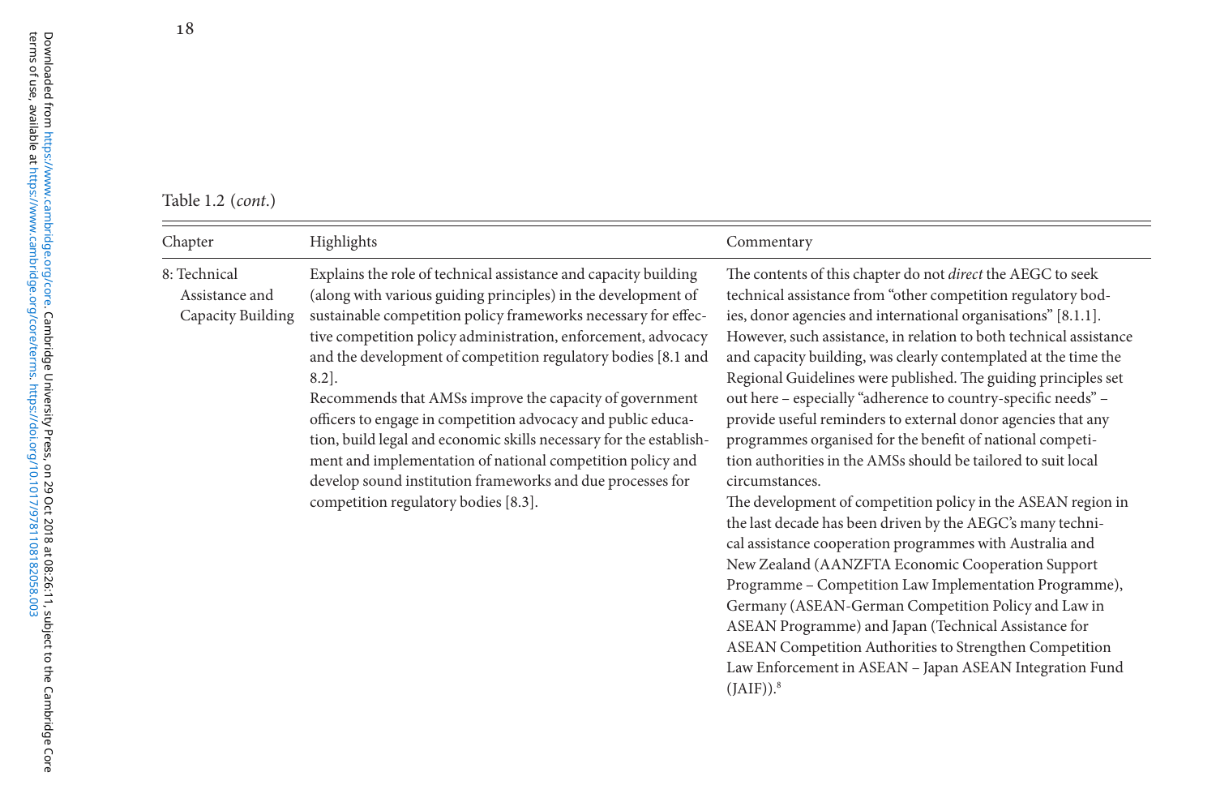Table 1.2 (*cont.*)

| Chapter | Highlights | Commentary |
|---|---|---|
| 8: Technical Assistance and Capacity Building | Explains the role of technical assistance and capacity building (along with various guiding principles) in the development of sustainable competition policy frameworks necessary for effective competition policy administration, enforcement, advocacy and the development of competition regulatory bodies [8.1 and 8.2].<br>Recommends that AMSs improve the capacity of government officers to engage in competition advocacy and public education, build legal and economic skills necessary for the establishment and implementation of national competition policy and develop sound institution frameworks and due processes for competition regulatory bodies [8.3]. | The contents of this chapter do not *direct* the AEGC to seek technical assistance from "other competition regulatory bodies, donor agencies and international organisations" [8.1.1]. However, such assistance, in relation to both technical assistance and capacity building, was clearly contemplated at the time the Regional Guidelines were published. The guiding principles set out here – especially "adherence to country-specific needs" – provide useful reminders to external donor agencies that any programmes organised for the benefit of national competition authorities in the AMSs should be tailored to suit local circumstances.<br>The development of competition policy in the ASEAN region in the last decade has been driven by the AEGC's many technical assistance cooperation programmes with Australia and New Zealand (AANZFTA Economic Cooperation Support Programme – Competition Law Implementation Programme), Germany (ASEAN-German Competition Policy and Law in ASEAN Programme) and Japan (Technical Assistance for ASEAN Competition Authorities to Strengthen Competition Law Enforcement in ASEAN – Japan ASEAN Integration Fund (JAIF)).[8] |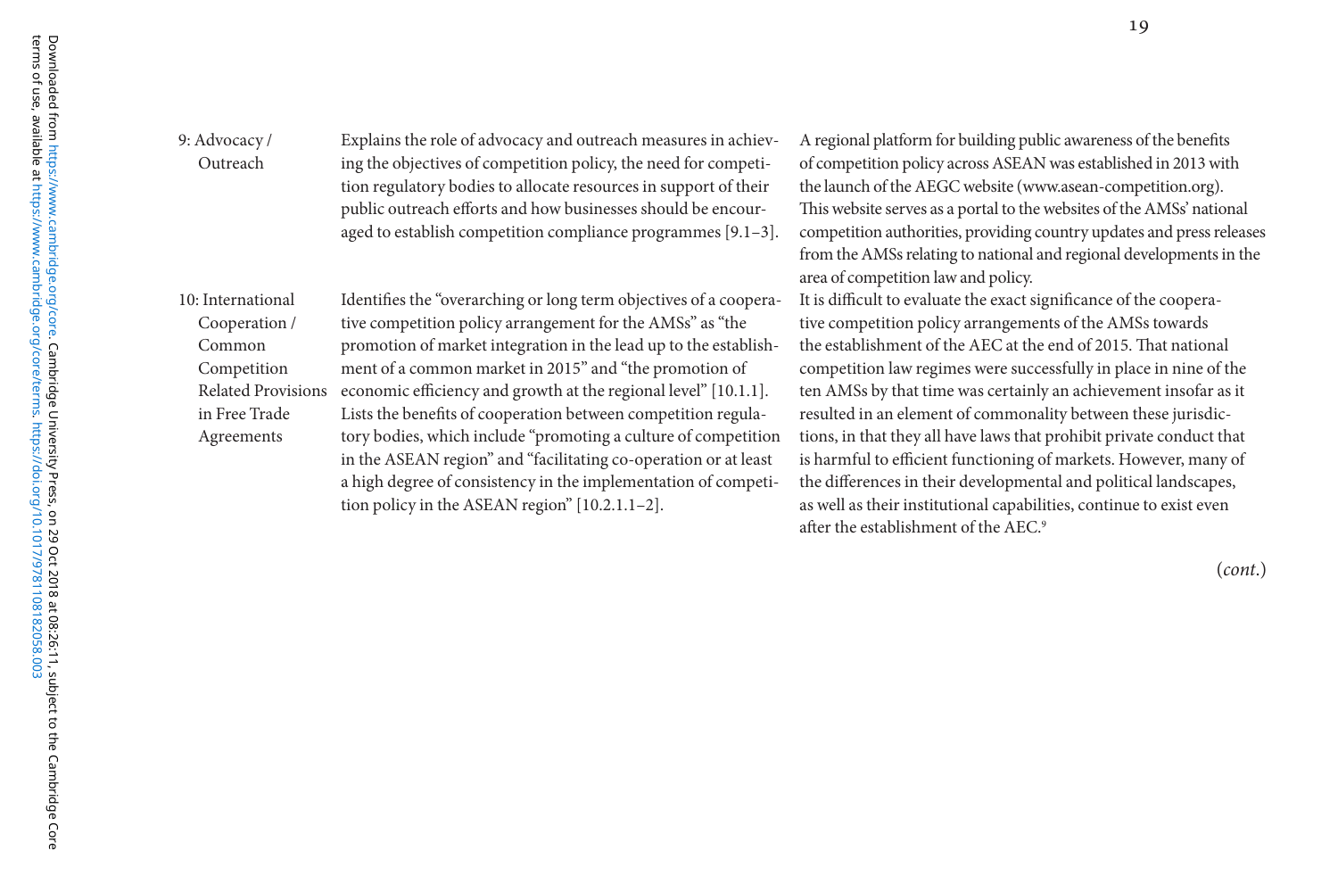| | | |
|---|---|---|
| 9: Advocacy / Outreach | Explains the role of advocacy and outreach measures in achieving the objectives of competition policy, the need for competition regulatory bodies to allocate resources in support of their public outreach efforts and how businesses should be encouraged to establish competition compliance programmes [9.1–3]. | A regional platform for building public awareness of the benefits of competition policy across ASEAN was established in 2013 with the launch of the AEGC website (www.asean-competition.org). This website serves as a portal to the websites of the AMSs' national competition authorities, providing country updates and press releases from the AMSs relating to national and regional developments in the area of competition law and policy. |
| 10: International Cooperation / Common Competition Related Provisions in Free Trade Agreements | Identifies the "overarching or long term objectives of a cooperative competition policy arrangement for the AMSs" as "the promotion of market integration in the lead up to the establishment of a common market in 2015" and "the promotion of economic efficiency and growth at the regional level" [10.1.1]. Lists the benefits of cooperation between competition regulatory bodies, which include "promoting a culture of competition in the ASEAN region" and "facilitating co-operation or at least a high degree of consistency in the implementation of competition policy in the ASEAN region" [10.2.1.1–2]. | It is difficult to evaluate the exact significance of the cooperative competition policy arrangements of the AMSs towards the establishment of the AEC at the end of 2015. That national competition law regimes were successfully in place in nine of the ten AMSs by that time was certainly an achievement insofar as it resulted in an element of commonality between these jurisdictions, in that they all have laws that prohibit private conduct that is harmful to efficient functioning of markets. However, many of the differences in their developmental and political landscapes, as well as their institutional capabilities, continue to exist even after the establishment of the AEC.[9] |

(*cont.*)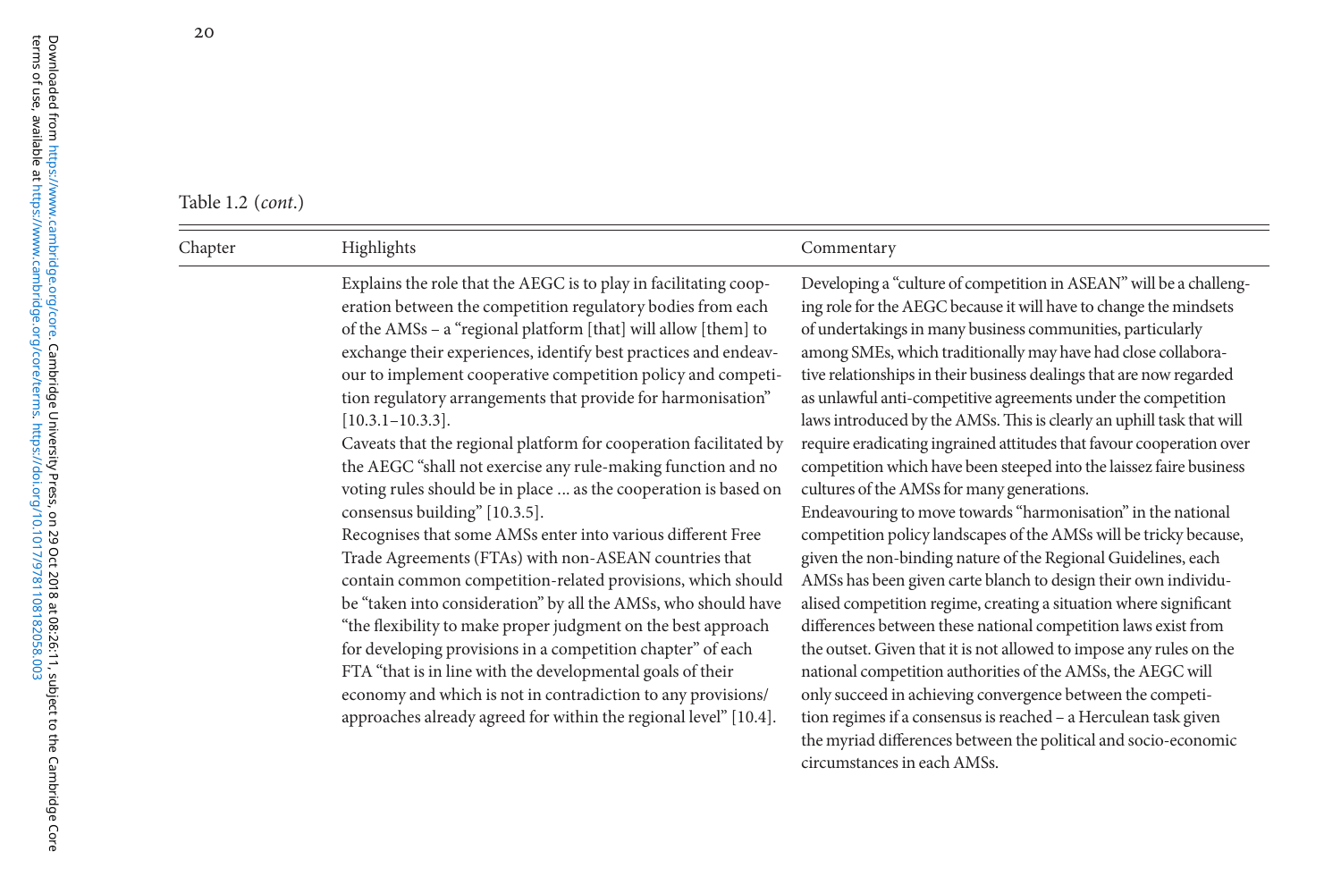Table 1.2 (*cont.*)

| Chapter | Highlights | Commentary |
|---|---|---|
| | Explains the role that the AEGC is to play in facilitating cooperation between the competition regulatory bodies from each of the AMSs – a "regional platform [that] will allow [them] to exchange their experiences, identify best practices and endeavour to implement cooperative competition policy and competition regulatory arrangements that provide for harmonisation" [10.3.1–10.3.3].<br>Caveats that the regional platform for cooperation facilitated by the AEGC "shall not exercise any rule-making function and no voting rules should be in place ... as the cooperation is based on consensus building" [10.3.5].<br>Recognises that some AMSs enter into various different Free Trade Agreements (FTAs) with non-ASEAN countries that contain common competition-related provisions, which should be "taken into consideration" by all the AMSs, who should have "the flexibility to make proper judgment on the best approach for developing provisions in a competition chapter" of each FTA "that is in line with the developmental goals of their economy and which is not in contradiction to any provisions/approaches already agreed for within the regional level" [10.4]. | Developing a "culture of competition in ASEAN" will be a challenging role for the AEGC because it will have to change the mindsets of undertakings in many business communities, particularly among SMEs, which traditionally may have had close collaborative relationships in their business dealings that are now regarded as unlawful anti-competitive agreements under the competition laws introduced by the AMSs. This is clearly an uphill task that will require eradicating ingrained attitudes that favour cooperation over competition which have been steeped into the laissez faire business cultures of the AMSs for many generations.<br>Endeavouring to move towards "harmonisation" in the national competition policy landscapes of the AMSs will be tricky because, given the non-binding nature of the Regional Guidelines, each AMSs has been given carte blanch to design their own individualised competition regime, creating a situation where significant differences between these national competition laws exist from the outset. Given that it is not allowed to impose any rules on the national competition authorities of the AMSs, the AEGC will only succeed in achieving convergence between the competition regimes if a consensus is reached – a Herculean task given the myriad differences between the political and socio-economic circumstances in each AMSs. |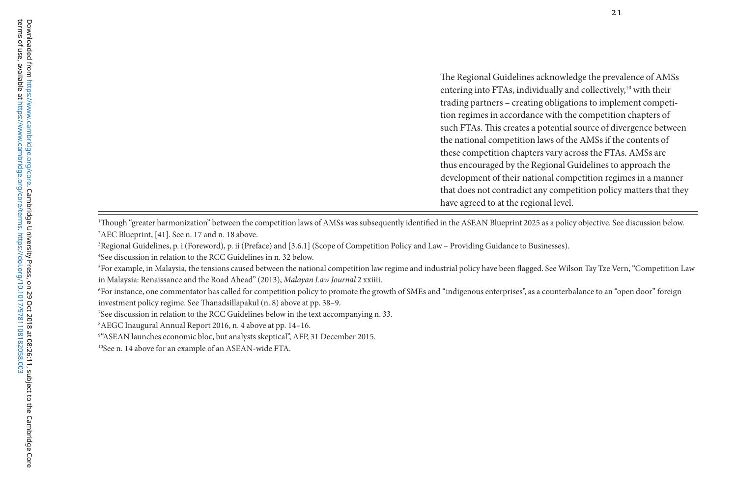The Regional Guidelines acknowledge the prevalence of AMSs entering into FTAs, individually and collectively,[10] with their trading partners – creating obligations to implement competition regimes in accordance with the competition chapters of such FTAs. This creates a potential source of divergence between the national competition laws of the AMSs if the contents of these competition chapters vary across the FTAs. AMSs are thus encouraged by the Regional Guidelines to approach the development of their national competition regimes in a manner that does not contradict any competition policy matters that they have agreed to at the regional level.

---

[1] Though "greater harmonization" between the competition laws of AMSs was subsequently identified in the ASEAN Blueprint 2025 as a policy objective. See discussion below.

[2] AEC Blueprint, [41]. See n. 17 and n. 18 above.

[3] Regional Guidelines, p. i (Foreword), p. ii (Preface) and [3.6.1] (Scope of Competition Policy and Law – Providing Guidance to Businesses).

[4] See discussion in relation to the RCC Guidelines in n. 32 below.

[5] For example, in Malaysia, the tensions caused between the national competition law regime and industrial policy have been flagged. See Wilson Tay Tze Vern, "Competition Law in Malaysia: Renaissance and the Road Ahead" (2013), *Malayan Law Journal* 2 xxiiii.

[6] For instance, one commentator has called for competition policy to promote the growth of SMEs and "indigenous enterprises", as a counterbalance to an "open door" foreign investment policy regime. See Thanadsillapakul (n. 8) above at pp. 38–9.

[7] See discussion in relation to the RCC Guidelines below in the text accompanying n. 33.

[8] AEGC Inaugural Annual Report 2016, n. 4 above at pp. 14–16.

[9] "ASEAN launches economic bloc, but analysts skeptical", AFP, 31 December 2015.

[10] See n. 14 above for an example of an ASEAN-wide FTA.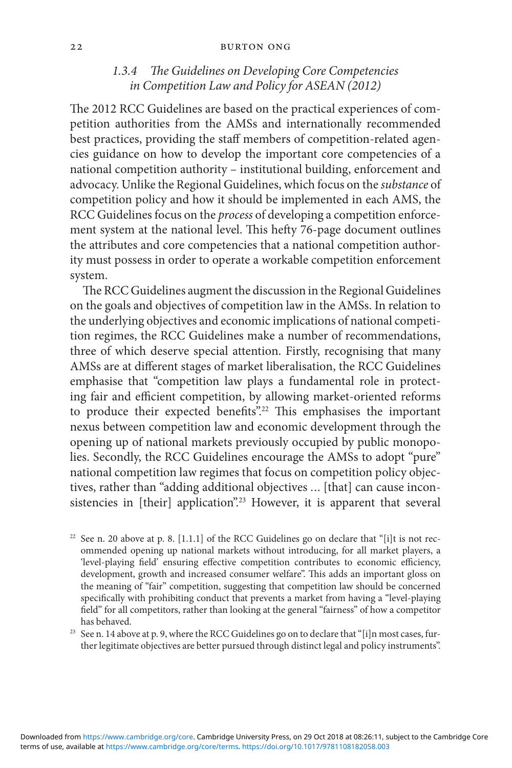### *1.3.4 The Guidelines on Developing Core Competencies in Competition Law and Policy for ASEAN (2012)*

The 2012 RCC Guidelines are based on the practical experiences of competition authorities from the AMSs and internationally recommended best practices, providing the staff members of competition-related agencies guidance on how to develop the important core competencies of a national competition authority – institutional building, enforcement and advocacy. Unlike the Regional Guidelines, which focus on the *substance* of competition policy and how it should be implemented in each AMS, the RCC Guidelines focus on the *process* of developing a competition enforcement system at the national level. This hefty 76-page document outlines the attributes and core competencies that a national competition authority must possess in order to operate a workable competition enforcement system.

The RCC Guidelines augment the discussion in the Regional Guidelines on the goals and objectives of competition law in the AMSs. In relation to the underlying objectives and economic implications of national competition regimes, the RCC Guidelines make a number of recommendations, three of which deserve special attention. Firstly, recognising that many AMSs are at different stages of market liberalisation, the RCC Guidelines emphasise that "competition law plays a fundamental role in protecting fair and efficient competition, by allowing market-oriented reforms to produce their expected benefits".[22] This emphasises the important nexus between competition law and economic development through the opening up of national markets previously occupied by public monopolies. Secondly, the RCC Guidelines encourage the AMSs to adopt "pure" national competition law regimes that focus on competition policy objectives, rather than "adding additional objectives ... [that] can cause inconsistencies in [their] application".[23] However, it is apparent that several

[22] See n. 20 above at p. 8. [1.1.1] of the RCC Guidelines go on declare that "[i]t is not recommended opening up national markets without introducing, for all market players, a 'level-playing field' ensuring effective competition contributes to economic efficiency, development, growth and increased consumer welfare". This adds an important gloss on the meaning of "fair" competition, suggesting that competition law should be concerned specifically with prohibiting conduct that prevents a market from having a "level-playing field" for all competitors, rather than looking at the general "fairness" of how a competitor has behaved.

[23] See n. 14 above at p. 9, where the RCC Guidelines go on to declare that "[i]n most cases, further legitimate objectives are better pursued through distinct legal and policy instruments".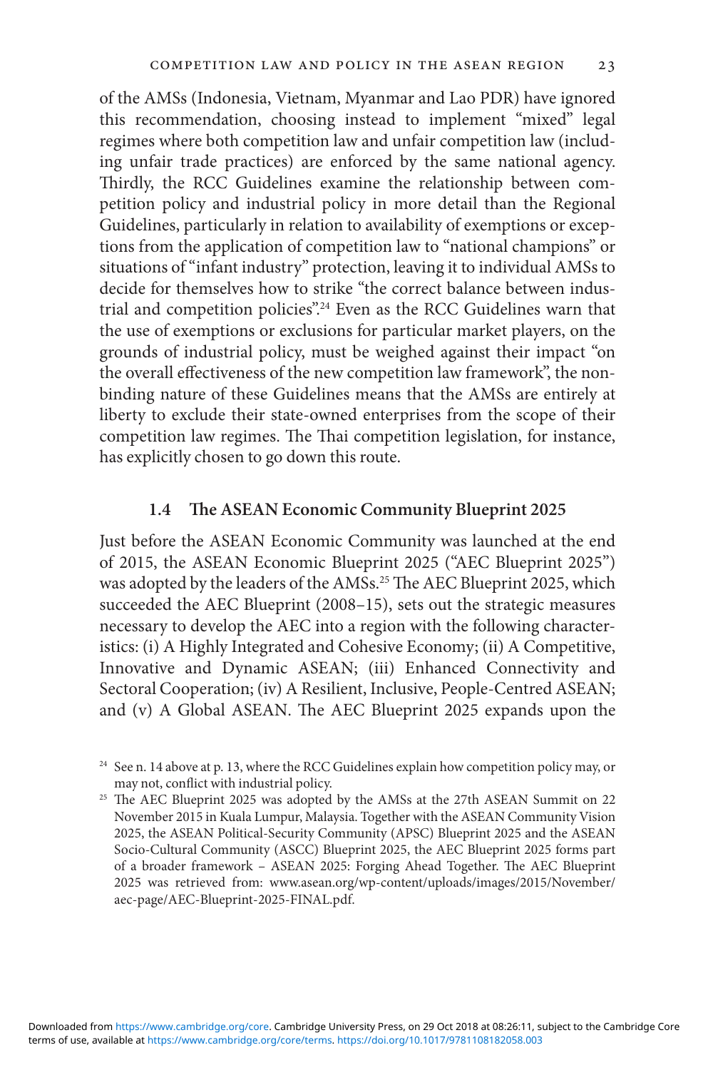of the AMSs (Indonesia, Vietnam, Myanmar and Lao PDR) have ignored this recommendation, choosing instead to implement "mixed" legal regimes where both competition law and unfair competition law (including unfair trade practices) are enforced by the same national agency. Thirdly, the RCC Guidelines examine the relationship between competition policy and industrial policy in more detail than the Regional Guidelines, particularly in relation to availability of exemptions or exceptions from the application of competition law to "national champions" or situations of "infant industry" protection, leaving it to individual AMSs to decide for themselves how to strike "the correct balance between industrial and competition policies".[24] Even as the RCC Guidelines warn that the use of exemptions or exclusions for particular market players, on the grounds of industrial policy, must be weighed against their impact "on the overall effectiveness of the new competition law framework", the non-binding nature of these Guidelines means that the AMSs are entirely at liberty to exclude their state-owned enterprises from the scope of their competition law regimes. The Thai competition legislation, for instance, has explicitly chosen to go down this route.

### 1.4 The ASEAN Economic Community Blueprint 2025

Just before the ASEAN Economic Community was launched at the end of 2015, the ASEAN Economic Blueprint 2025 ("AEC Blueprint 2025") was adopted by the leaders of the AMSs.[25] The AEC Blueprint 2025, which succeeded the AEC Blueprint (2008–15), sets out the strategic measures necessary to develop the AEC into a region with the following characteristics: (i) A Highly Integrated and Cohesive Economy; (ii) A Competitive, Innovative and Dynamic ASEAN; (iii) Enhanced Connectivity and Sectoral Cooperation; (iv) A Resilient, Inclusive, People-Centred ASEAN; and (v) A Global ASEAN. The AEC Blueprint 2025 expands upon the

---

[24] See n. 14 above at p. 13, where the RCC Guidelines explain how competition policy may, or may not, conflict with industrial policy.

[25] The AEC Blueprint 2025 was adopted by the AMSs at the 27th ASEAN Summit on 22 November 2015 in Kuala Lumpur, Malaysia. Together with the ASEAN Community Vision 2025, the ASEAN Political-Security Community (APSC) Blueprint 2025 and the ASEAN Socio-Cultural Community (ASCC) Blueprint 2025, the AEC Blueprint 2025 forms part of a broader framework – ASEAN 2025: Forging Ahead Together. The AEC Blueprint 2025 was retrieved from: www.asean.org/wp-content/uploads/images/2015/November/aec-page/AEC-Blueprint-2025-FINAL.pdf.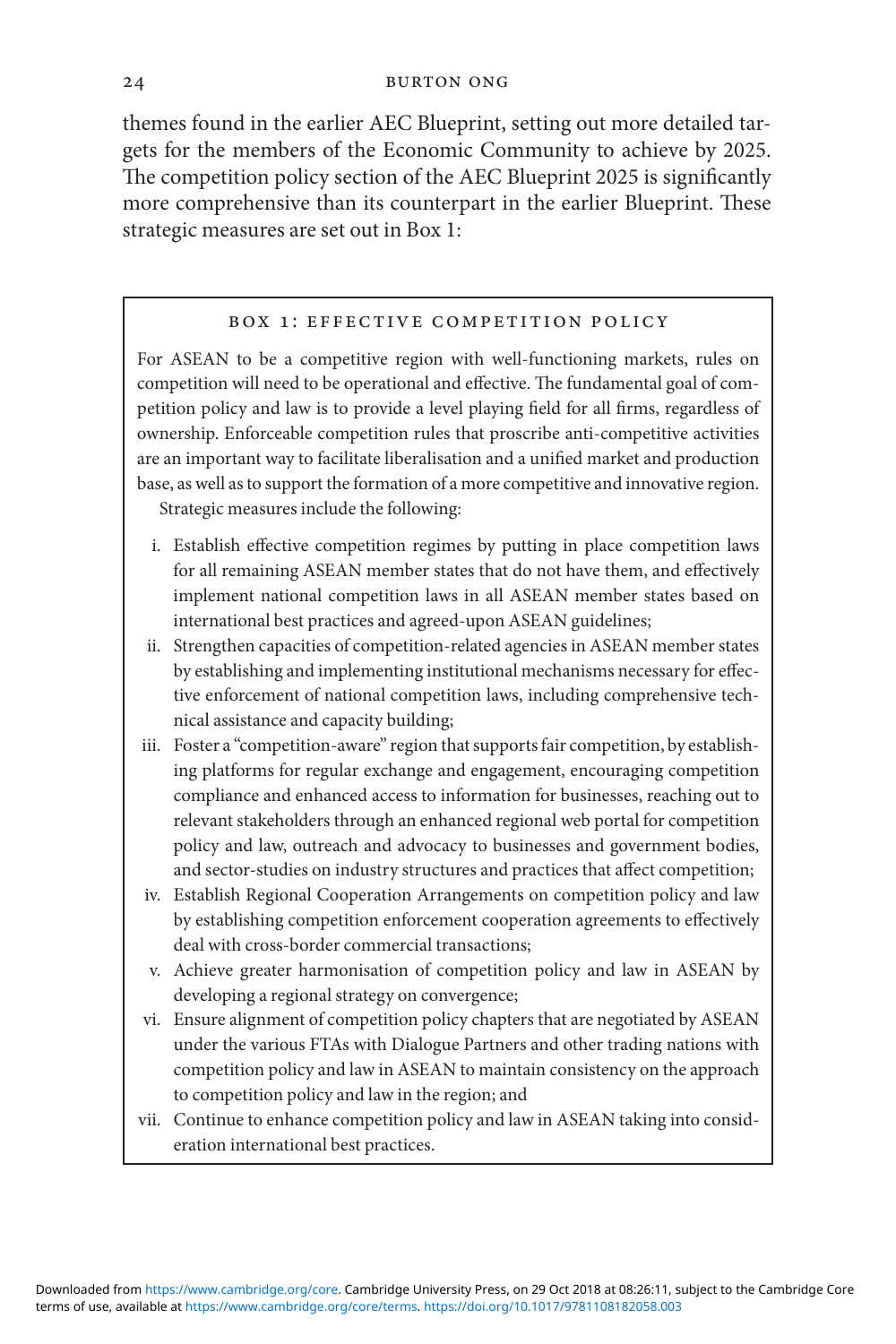themes found in the earlier AEC Blueprint, setting out more detailed targets for the members of the Economic Community to achieve by 2025. The competition policy section of the AEC Blueprint 2025 is significantly more comprehensive than its counterpart in the earlier Blueprint. These strategic measures are set out in Box 1:

### BOX 1: EFFECTIVE COMPETITION POLICY

For ASEAN to be a competitive region with well-functioning markets, rules on competition will need to be operational and effective. The fundamental goal of competition policy and law is to provide a level playing field for all firms, regardless of ownership. Enforceable competition rules that proscribe anti-competitive activities are an important way to facilitate liberalisation and a unified market and production base, as well as to support the formation of a more competitive and innovative region.

Strategic measures include the following:

i. Establish effective competition regimes by putting in place competition laws for all remaining ASEAN member states that do not have them, and effectively implement national competition laws in all ASEAN member states based on international best practices and agreed-upon ASEAN guidelines;
ii. Strengthen capacities of competition-related agencies in ASEAN member states by establishing and implementing institutional mechanisms necessary for effective enforcement of national competition laws, including comprehensive technical assistance and capacity building;
iii. Foster a "competition-aware" region that supports fair competition, by establishing platforms for regular exchange and engagement, encouraging competition compliance and enhanced access to information for businesses, reaching out to relevant stakeholders through an enhanced regional web portal for competition policy and law, outreach and advocacy to businesses and government bodies, and sector-studies on industry structures and practices that affect competition;
iv. Establish Regional Cooperation Arrangements on competition policy and law by establishing competition enforcement cooperation agreements to effectively deal with cross-border commercial transactions;
v. Achieve greater harmonisation of competition policy and law in ASEAN by developing a regional strategy on convergence;
vi. Ensure alignment of competition policy chapters that are negotiated by ASEAN under the various FTAs with Dialogue Partners and other trading nations with competition policy and law in ASEAN to maintain consistency on the approach to competition policy and law in the region; and
vii. Continue to enhance competition policy and law in ASEAN taking into consideration international best practices.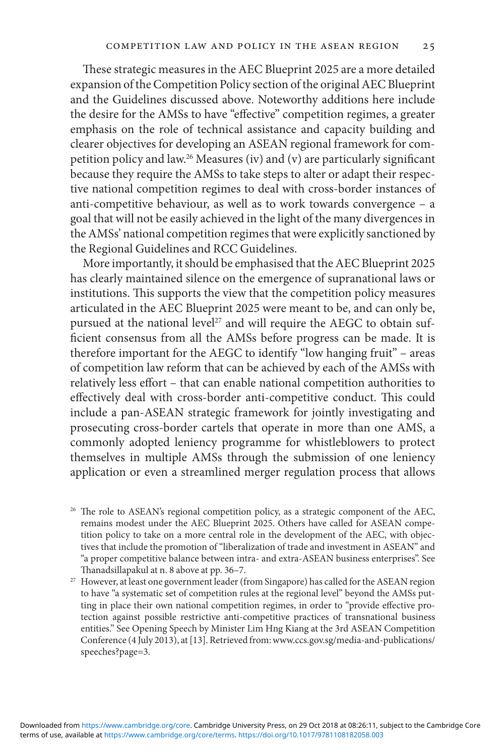These strategic measures in the AEC Blueprint 2025 are a more detailed expansion of the Competition Policy section of the original AEC Blueprint and the Guidelines discussed above. Noteworthy additions here include the desire for the AMSs to have "effective" competition regimes, a greater emphasis on the role of technical assistance and capacity building and clearer objectives for developing an ASEAN regional framework for competition policy and law.[26] Measures (iv) and (v) are particularly significant because they require the AMSs to take steps to alter or adapt their respective national competition regimes to deal with cross-border instances of anti-competitive behaviour, as well as to work towards convergence – a goal that will not be easily achieved in the light of the many divergences in the AMSs' national competition regimes that were explicitly sanctioned by the Regional Guidelines and RCC Guidelines.

More importantly, it should be emphasised that the AEC Blueprint 2025 has clearly maintained silence on the emergence of supranational laws or institutions. This supports the view that the competition policy measures articulated in the AEC Blueprint 2025 were meant to be, and can only be, pursued at the national level[27] and will require the AEGC to obtain sufficient consensus from all the AMSs before progress can be made. It is therefore important for the AEGC to identify "low hanging fruit" – areas of competition law reform that can be achieved by each of the AMSs with relatively less effort – that can enable national competition authorities to effectively deal with cross-border anti-competitive conduct. This could include a pan-ASEAN strategic framework for jointly investigating and prosecuting cross-border cartels that operate in more than one AMS, a commonly adopted leniency programme for whistleblowers to protect themselves in multiple AMSs through the submission of one leniency application or even a streamlined merger regulation process that allows

[26] The role to ASEAN's regional competition policy, as a strategic component of the AEC, remains modest under the AEC Blueprint 2025. Others have called for ASEAN competition policy to take on a more central role in the development of the AEC, with objectives that include the promotion of "liberalization of trade and investment in ASEAN" and "a proper competitive balance between intra- and extra-ASEAN business enterprises". See Thanadsillapakul at n. 8 above at pp. 36–7.

[27] However, at least one government leader (from Singapore) has called for the ASEAN region to have "a systematic set of competition rules at the regional level" beyond the AMSs putting in place their own national competition regimes, in order to "provide effective protection against possible restrictive anti-competitive practices of transnational business entities." See Opening Speech by Minister Lim Hng Kiang at the 3rd ASEAN Competition Conference (4 July 2013), at [13]. Retrieved from: www.ccs.gov.sg/media-and-publications/speeches?page=3.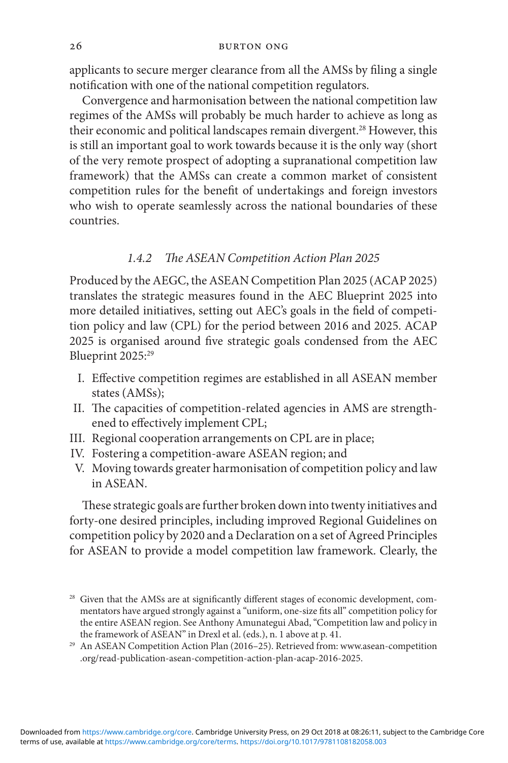applicants to secure merger clearance from all the AMSs by filing a single notification with one of the national competition regulators.

Convergence and harmonisation between the national competition law regimes of the AMSs will probably be much harder to achieve as long as their economic and political landscapes remain divergent.[28] However, this is still an important goal to work towards because it is the only way (short of the very remote prospect of adopting a supranational competition law framework) that the AMSs can create a common market of consistent competition rules for the benefit of undertakings and foreign investors who wish to operate seamlessly across the national boundaries of these countries.

### *1.4.2 The ASEAN Competition Action Plan 2025*

Produced by the AEGC, the ASEAN Competition Plan 2025 (ACAP 2025) translates the strategic measures found in the AEC Blueprint 2025 into more detailed initiatives, setting out AEC's goals in the field of competition policy and law (CPL) for the period between 2016 and 2025. ACAP 2025 is organised around five strategic goals condensed from the AEC Blueprint 2025:[29]

I. Effective competition regimes are established in all ASEAN member states (AMSs);
II. The capacities of competition-related agencies in AMS are strengthened to effectively implement CPL;
III. Regional cooperation arrangements on CPL are in place;
IV. Fostering a competition-aware ASEAN region; and
V. Moving towards greater harmonisation of competition policy and law in ASEAN.

These strategic goals are further broken down into twenty initiatives and forty-one desired principles, including improved Regional Guidelines on competition policy by 2020 and a Declaration on a set of Agreed Principles for ASEAN to provide a model competition law framework. Clearly, the

[28] Given that the AMSs are at significantly different stages of economic development, commentators have argued strongly against a "uniform, one-size fits all" competition policy for the entire ASEAN region. See Anthony Amunategui Abad, "Competition law and policy in the framework of ASEAN" in Drexl et al. (eds.), n. 1 above at p. 41.

[29] An ASEAN Competition Action Plan (2016–25). Retrieved from: www.asean-competition.org/read-publication-asean-competition-action-plan-acap-2016-2025.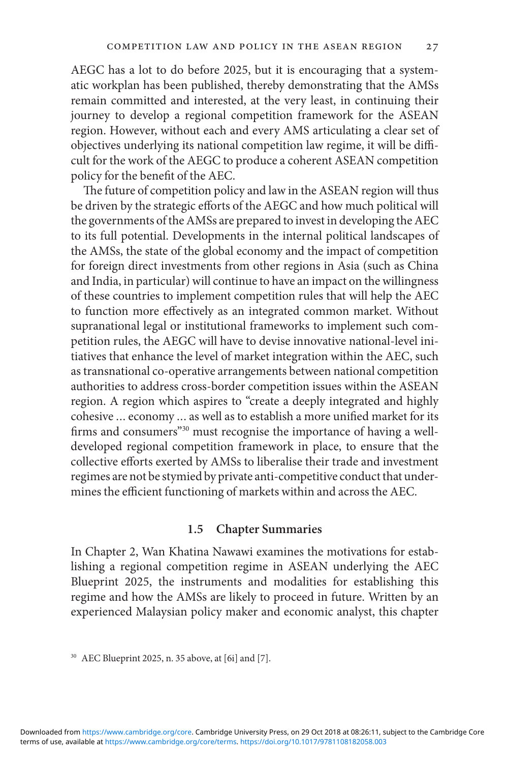AEGC has a lot to do before 2025, but it is encouraging that a systematic workplan has been published, thereby demonstrating that the AMSs remain committed and interested, at the very least, in continuing their journey to develop a regional competition framework for the ASEAN region. However, without each and every AMS articulating a clear set of objectives underlying its national competition law regime, it will be difficult for the work of the AEGC to produce a coherent ASEAN competition policy for the benefit of the AEC.

The future of competition policy and law in the ASEAN region will thus be driven by the strategic efforts of the AEGC and how much political will the governments of the AMSs are prepared to invest in developing the AEC to its full potential. Developments in the internal political landscapes of the AMSs, the state of the global economy and the impact of competition for foreign direct investments from other regions in Asia (such as China and India, in particular) will continue to have an impact on the willingness of these countries to implement competition rules that will help the AEC to function more effectively as an integrated common market. Without supranational legal or institutional frameworks to implement such competition rules, the AEGC will have to devise innovative national-level initiatives that enhance the level of market integration within the AEC, such as transnational co-operative arrangements between national competition authorities to address cross-border competition issues within the ASEAN region. A region which aspires to "create a deeply integrated and highly cohesive … economy … as well as to establish a more unified market for its firms and consumers"[30] must recognise the importance of having a well-developed regional competition framework in place, to ensure that the collective efforts exerted by AMSs to liberalise their trade and investment regimes are not be stymied by private anti-competitive conduct that undermines the efficient functioning of markets within and across the AEC.

### 1.5 Chapter Summaries

In Chapter 2, Wan Khatina Nawawi examines the motivations for establishing a regional competition regime in ASEAN underlying the AEC Blueprint 2025, the instruments and modalities for establishing this regime and how the AMSs are likely to proceed in future. Written by an experienced Malaysian policy maker and economic analyst, this chapter

[30] AEC Blueprint 2025, n. 35 above, at [6i] and [7].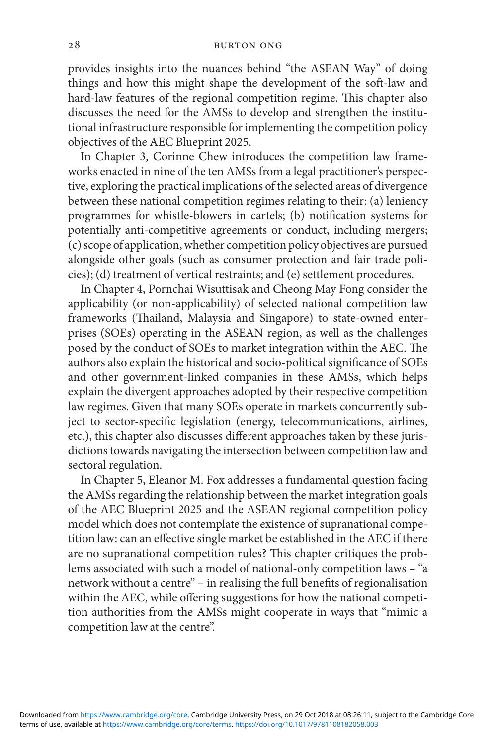provides insights into the nuances behind "the ASEAN Way" of doing things and how this might shape the development of the soft-law and hard-law features of the regional competition regime. This chapter also discusses the need for the AMSs to develop and strengthen the institutional infrastructure responsible for implementing the competition policy objectives of the AEC Blueprint 2025.

In Chapter 3, Corinne Chew introduces the competition law frameworks enacted in nine of the ten AMSs from a legal practitioner's perspective, exploring the practical implications of the selected areas of divergence between these national competition regimes relating to their: (a) leniency programmes for whistle-blowers in cartels; (b) notification systems for potentially anti-competitive agreements or conduct, including mergers; (c) scope of application, whether competition policy objectives are pursued alongside other goals (such as consumer protection and fair trade policies); (d) treatment of vertical restraints; and (e) settlement procedures.

In Chapter 4, Pornchai Wisuttisak and Cheong May Fong consider the applicability (or non-applicability) of selected national competition law frameworks (Thailand, Malaysia and Singapore) to state-owned enterprises (SOEs) operating in the ASEAN region, as well as the challenges posed by the conduct of SOEs to market integration within the AEC. The authors also explain the historical and socio-political significance of SOEs and other government-linked companies in these AMSs, which helps explain the divergent approaches adopted by their respective competition law regimes. Given that many SOEs operate in markets concurrently subject to sector-specific legislation (energy, telecommunications, airlines, etc.), this chapter also discusses different approaches taken by these jurisdictions towards navigating the intersection between competition law and sectoral regulation.

In Chapter 5, Eleanor M. Fox addresses a fundamental question facing the AMSs regarding the relationship between the market integration goals of the AEC Blueprint 2025 and the ASEAN regional competition policy model which does not contemplate the existence of supranational competition law: can an effective single market be established in the AEC if there are no supranational competition rules? This chapter critiques the problems associated with such a model of national-only competition laws – "a network without a centre" – in realising the full benefits of regionalisation within the AEC, while offering suggestions for how the national competition authorities from the AMSs might cooperate in ways that "mimic a competition law at the centre".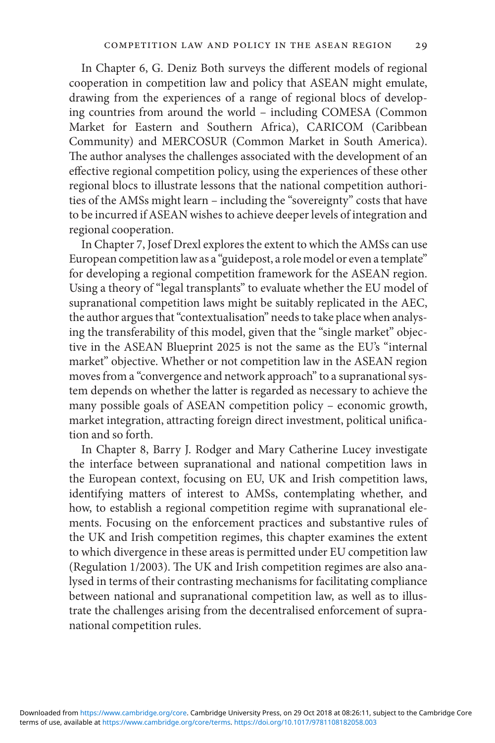In Chapter 6, G. Deniz Both surveys the different models of regional cooperation in competition law and policy that ASEAN might emulate, drawing from the experiences of a range of regional blocs of developing countries from around the world – including COMESA (Common Market for Eastern and Southern Africa), CARICOM (Caribbean Community) and MERCOSUR (Common Market in South America). The author analyses the challenges associated with the development of an effective regional competition policy, using the experiences of these other regional blocs to illustrate lessons that the national competition authorities of the AMSs might learn – including the "sovereignty" costs that have to be incurred if ASEAN wishes to achieve deeper levels of integration and regional cooperation.

In Chapter 7, Josef Drexl explores the extent to which the AMSs can use European competition law as a "guidepost, a role model or even a template" for developing a regional competition framework for the ASEAN region. Using a theory of "legal transplants" to evaluate whether the EU model of supranational competition laws might be suitably replicated in the AEC, the author argues that "contextualisation" needs to take place when analysing the transferability of this model, given that the "single market" objective in the ASEAN Blueprint 2025 is not the same as the EU's "internal market" objective. Whether or not competition law in the ASEAN region moves from a "convergence and network approach" to a supranational system depends on whether the latter is regarded as necessary to achieve the many possible goals of ASEAN competition policy – economic growth, market integration, attracting foreign direct investment, political unification and so forth.

In Chapter 8, Barry J. Rodger and Mary Catherine Lucey investigate the interface between supranational and national competition laws in the European context, focusing on EU, UK and Irish competition laws, identifying matters of interest to AMSs, contemplating whether, and how, to establish a regional competition regime with supranational elements. Focusing on the enforcement practices and substantive rules of the UK and Irish competition regimes, this chapter examines the extent to which divergence in these areas is permitted under EU competition law (Regulation 1/2003). The UK and Irish competition regimes are also analysed in terms of their contrasting mechanisms for facilitating compliance between national and supranational competition law, as well as to illustrate the challenges arising from the decentralised enforcement of supranational competition rules.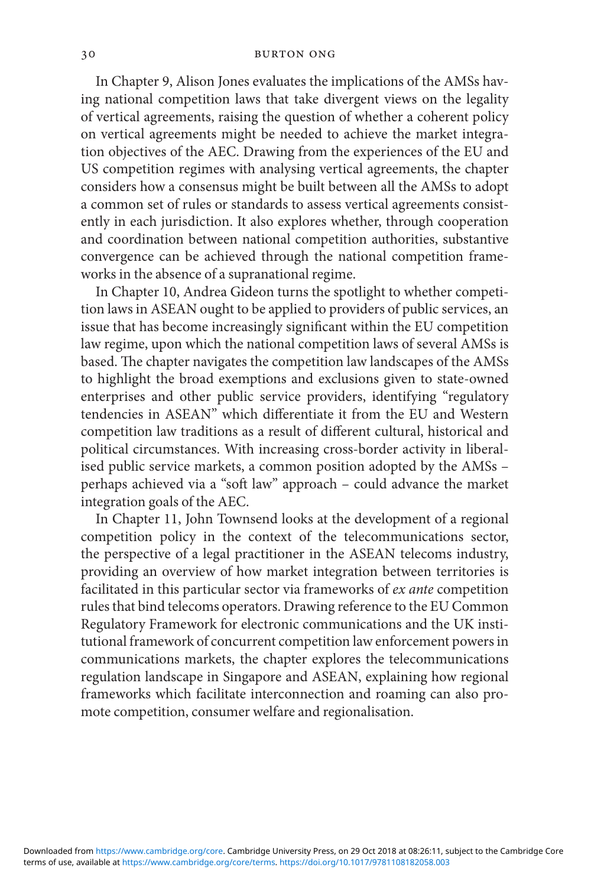In Chapter 9, Alison Jones evaluates the implications of the AMSs having national competition laws that take divergent views on the legality of vertical agreements, raising the question of whether a coherent policy on vertical agreements might be needed to achieve the market integration objectives of the AEC. Drawing from the experiences of the EU and US competition regimes with analysing vertical agreements, the chapter considers how a consensus might be built between all the AMSs to adopt a common set of rules or standards to assess vertical agreements consistently in each jurisdiction. It also explores whether, through cooperation and coordination between national competition authorities, substantive convergence can be achieved through the national competition frameworks in the absence of a supranational regime.

In Chapter 10, Andrea Gideon turns the spotlight to whether competition laws in ASEAN ought to be applied to providers of public services, an issue that has become increasingly significant within the EU competition law regime, upon which the national competition laws of several AMSs is based. The chapter navigates the competition law landscapes of the AMSs to highlight the broad exemptions and exclusions given to state-owned enterprises and other public service providers, identifying "regulatory tendencies in ASEAN" which differentiate it from the EU and Western competition law traditions as a result of different cultural, historical and political circumstances. With increasing cross-border activity in liberalised public service markets, a common position adopted by the AMSs – perhaps achieved via a "soft law" approach – could advance the market integration goals of the AEC.

In Chapter 11, John Townsend looks at the development of a regional competition policy in the context of the telecommunications sector, the perspective of a legal practitioner in the ASEAN telecoms industry, providing an overview of how market integration between territories is facilitated in this particular sector via frameworks of *ex ante* competition rules that bind telecoms operators. Drawing reference to the EU Common Regulatory Framework for electronic communications and the UK institutional framework of concurrent competition law enforcement powers in communications markets, the chapter explores the telecommunications regulation landscape in Singapore and ASEAN, explaining how regional frameworks which facilitate interconnection and roaming can also promote competition, consumer welfare and regionalisation.